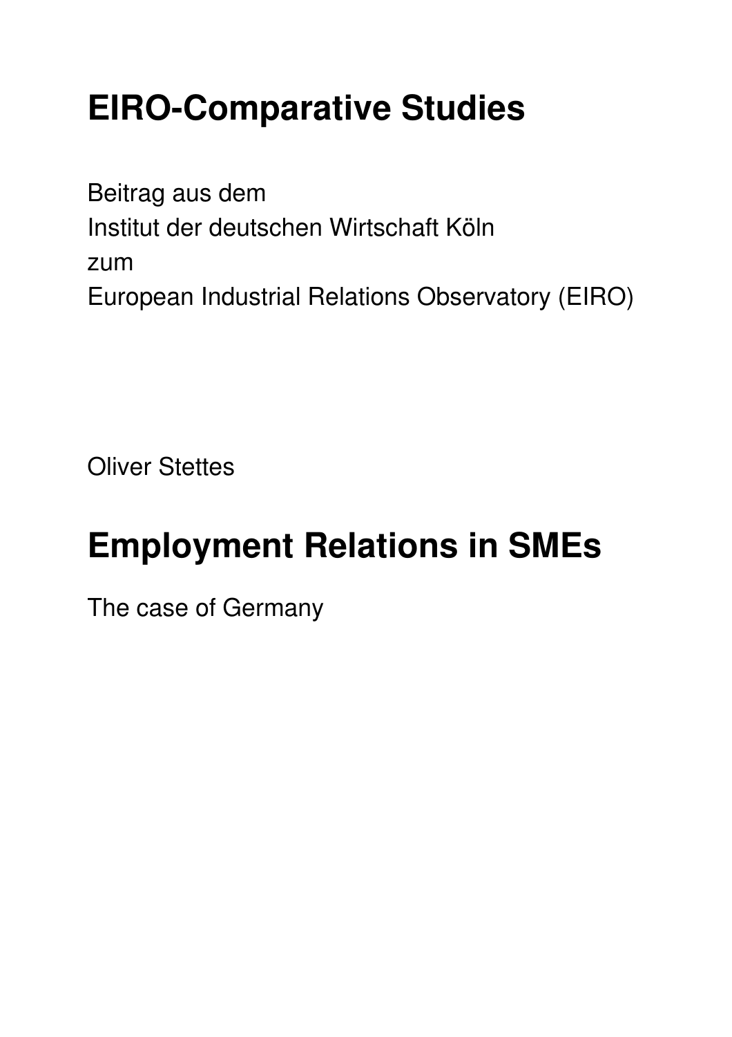# EIRO-Comparative Studies

Beitrag aus dem
Institut der deutschen Wirtschaft Köln
zum
European Industrial Relations Observatory (EIRO)

Oliver Stettes

# Employment Relations in SMEs

The case of Germany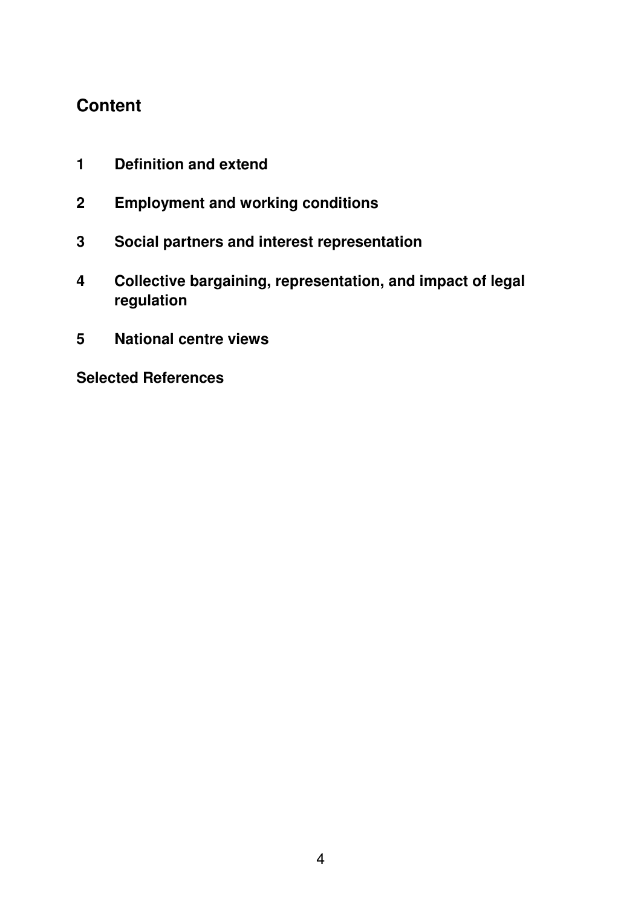## Content

1 **Definition and extend**

2 **Employment and working conditions**

3 **Social partners and interest representation**

4 **Collective bargaining, representation, and impact of legal regulation**

5 **National centre views**

**Selected References**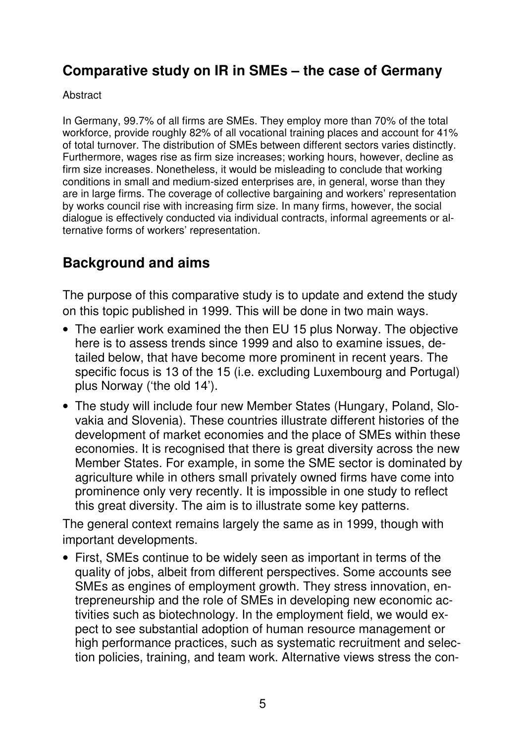## Comparative study on IR in SMEs – the case of Germany

Abstract

In Germany, 99.7% of all firms are SMEs. They employ more than 70% of the total workforce, provide roughly 82% of all vocational training places and account for 41% of total turnover. The distribution of SMEs between different sectors varies distinctly. Furthermore, wages rise as firm size increases; working hours, however, decline as firm size increases. Nonetheless, it would be misleading to conclude that working conditions in small and medium-sized enterprises are, in general, worse than they are in large firms. The coverage of collective bargaining and workers' representation by works council rise with increasing firm size. In many firms, however, the social dialogue is effectively conducted via individual contracts, informal agreements or alternative forms of workers' representation.

## Background and aims

The purpose of this comparative study is to update and extend the study on this topic published in 1999. This will be done in two main ways.

- The earlier work examined the then EU 15 plus Norway. The objective here is to assess trends since 1999 and also to examine issues, detailed below, that have become more prominent in recent years. The specific focus is 13 of the 15 (i.e. excluding Luxembourg and Portugal) plus Norway ('the old 14').
- The study will include four new Member States (Hungary, Poland, Slovakia and Slovenia). These countries illustrate different histories of the development of market economies and the place of SMEs within these economies. It is recognised that there is great diversity across the new Member States. For example, in some the SME sector is dominated by agriculture while in others small privately owned firms have come into prominence only very recently. It is impossible in one study to reflect this great diversity. The aim is to illustrate some key patterns.

The general context remains largely the same as in 1999, though with important developments.

- First, SMEs continue to be widely seen as important in terms of the quality of jobs, albeit from different perspectives. Some accounts see SMEs as engines of employment growth. They stress innovation, entrepreneurship and the role of SMEs in developing new economic activities such as biotechnology. In the employment field, we would expect to see substantial adoption of human resource management or high performance practices, such as systematic recruitment and selection policies, training, and team work. Alternative views stress the con-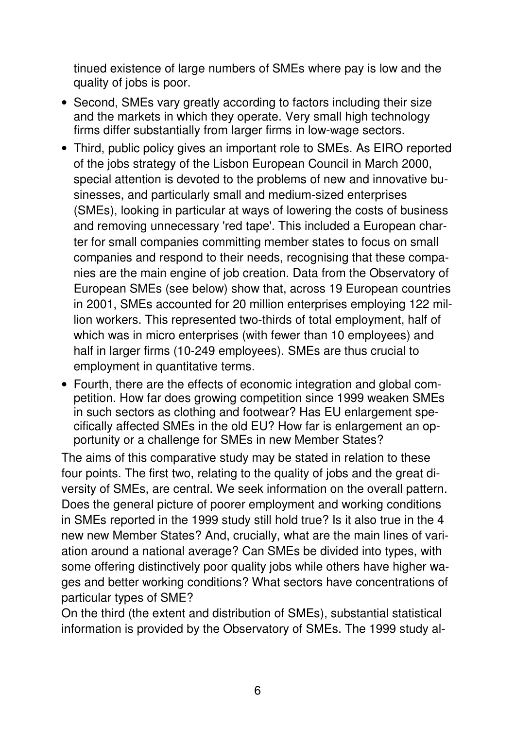tinued existence of large numbers of SMEs where pay is low and the quality of jobs is poor.

- Second, SMEs vary greatly according to factors including their size and the markets in which they operate. Very small high technology firms differ substantially from larger firms in low-wage sectors.
- Third, public policy gives an important role to SMEs. As EIRO reported of the jobs strategy of the Lisbon European Council in March 2000, special attention is devoted to the problems of new and innovative businesses, and particularly small and medium-sized enterprises (SMEs), looking in particular at ways of lowering the costs of business and removing unnecessary 'red tape'. This included a European charter for small companies committing member states to focus on small companies and respond to their needs, recognising that these companies are the main engine of job creation. Data from the Observatory of European SMEs (see below) show that, across 19 European countries in 2001, SMEs accounted for 20 million enterprises employing 122 million workers. This represented two-thirds of total employment, half of which was in micro enterprises (with fewer than 10 employees) and half in larger firms (10-249 employees). SMEs are thus crucial to employment in quantitative terms.
- Fourth, there are the effects of economic integration and global competition. How far does growing competition since 1999 weaken SMEs in such sectors as clothing and footwear? Has EU enlargement specifically affected SMEs in the old EU? How far is enlargement an opportunity or a challenge for SMEs in new Member States?

The aims of this comparative study may be stated in relation to these four points. The first two, relating to the quality of jobs and the great diversity of SMEs, are central. We seek information on the overall pattern. Does the general picture of poorer employment and working conditions in SMEs reported in the 1999 study still hold true? Is it also true in the 4 new new Member States? And, crucially, what are the main lines of variation around a national average? Can SMEs be divided into types, with some offering distinctively poor quality jobs while others have higher wages and better working conditions? What sectors have concentrations of particular types of SME?

On the third (the extent and distribution of SMEs), substantial statistical information is provided by the Observatory of SMEs. The 1999 study al-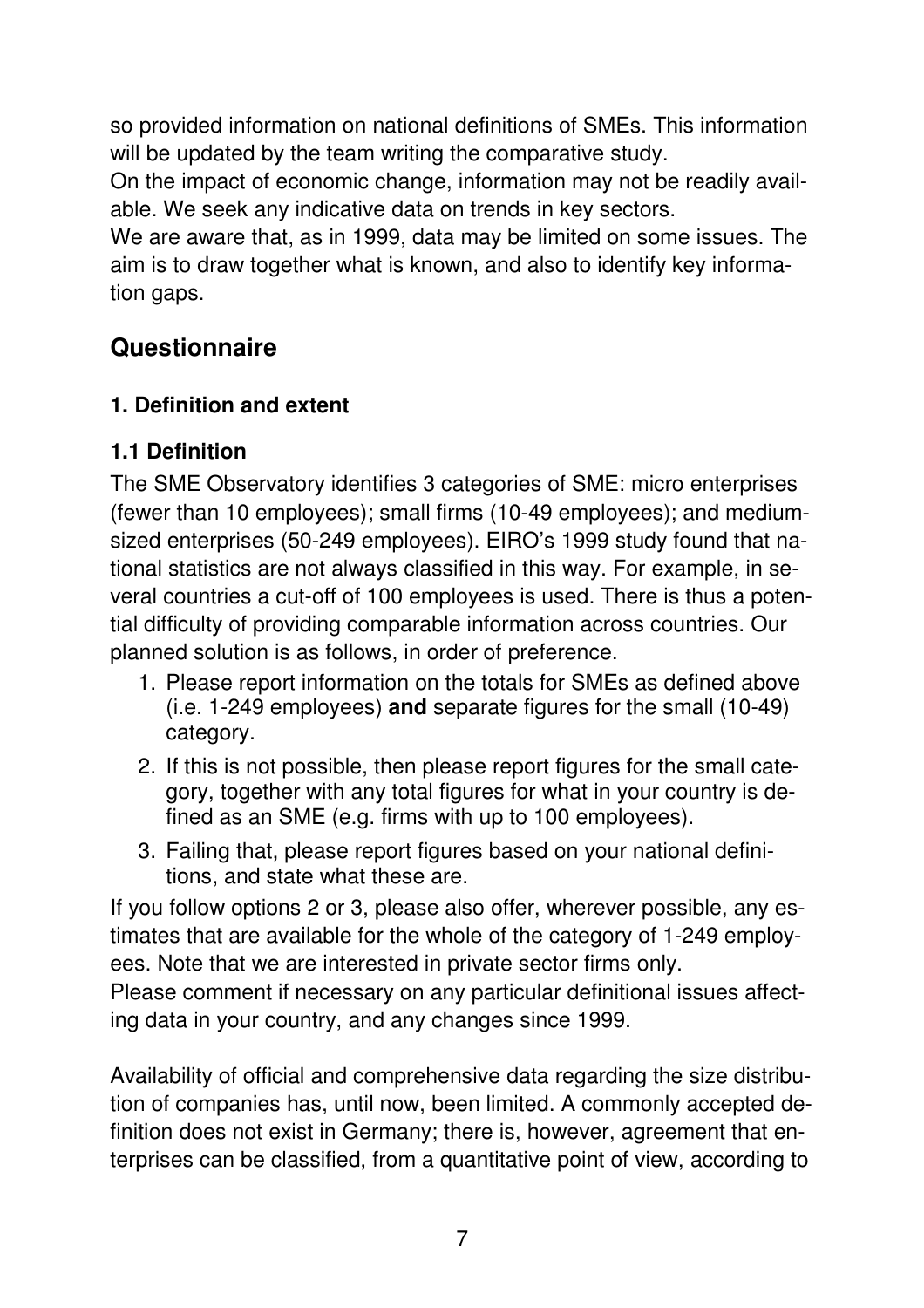so provided information on national definitions of SMEs. This information will be updated by the team writing the comparative study.

On the impact of economic change, information may not be readily available. We seek any indicative data on trends in key sectors.

We are aware that, as in 1999, data may be limited on some issues. The aim is to draw together what is known, and also to identify key information gaps.

## Questionnaire

### 1. Definition and extent

### 1.1 Definition

The SME Observatory identifies 3 categories of SME: micro enterprises (fewer than 10 employees); small firms (10-49 employees); and medium-sized enterprises (50-249 employees). EIRO's 1999 study found that national statistics are not always classified in this way. For example, in several countries a cut-off of 100 employees is used. There is thus a potential difficulty of providing comparable information across countries. Our planned solution is as follows, in order of preference.

1. Please report information on the totals for SMEs as defined above (i.e. 1-249 employees) **and** separate figures for the small (10-49) category.
2. If this is not possible, then please report figures for the small category, together with any total figures for what in your country is defined as an SME (e.g. firms with up to 100 employees).
3. Failing that, please report figures based on your national definitions, and state what these are.

If you follow options 2 or 3, please also offer, wherever possible, any estimates that are available for the whole of the category of 1-249 employees. Note that we are interested in private sector firms only.

Please comment if necessary on any particular definitional issues affecting data in your country, and any changes since 1999.

Availability of official and comprehensive data regarding the size distribution of companies has, until now, been limited. A commonly accepted definition does not exist in Germany; there is, however, agreement that enterprises can be classified, from a quantitative point of view, according to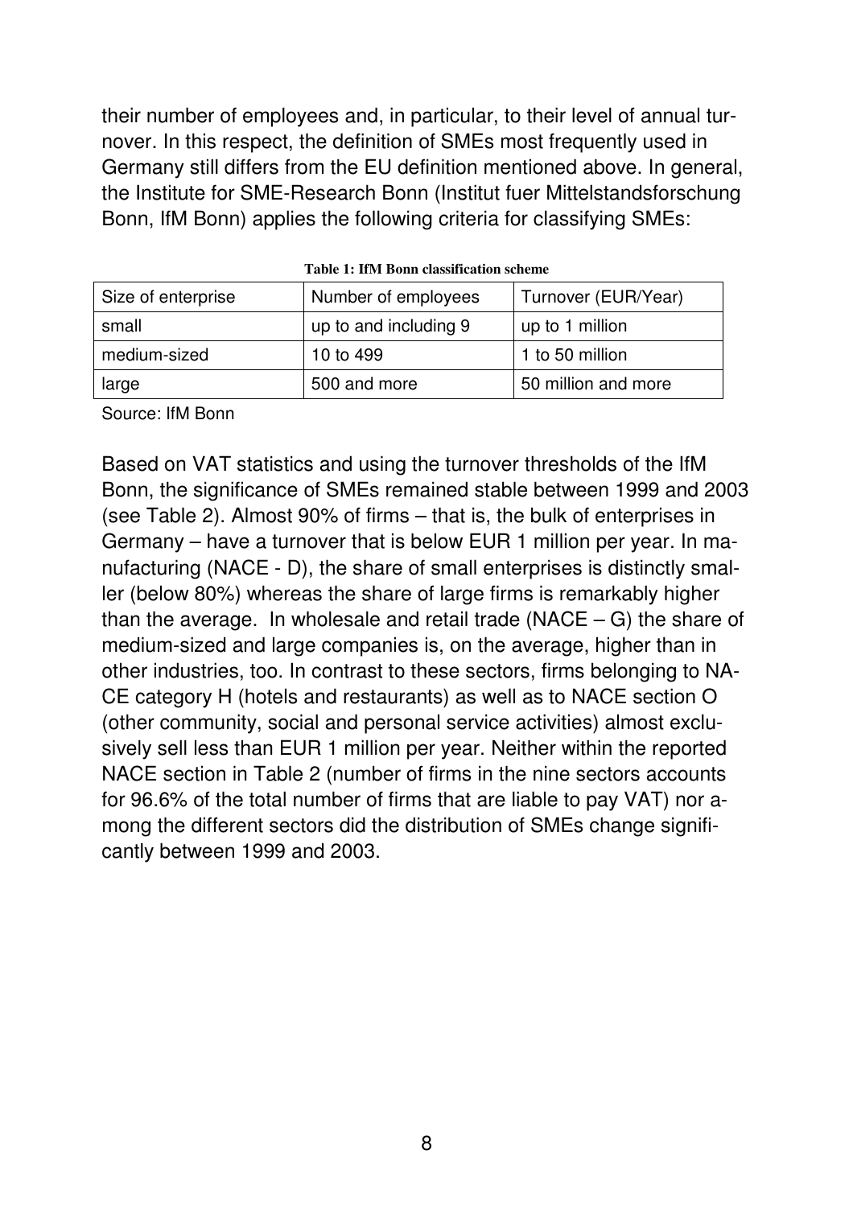their number of employees and, in particular, to their level of annual turnover. In this respect, the definition of SMEs most frequently used in Germany still differs from the EU definition mentioned above. In general, the Institute for SME-Research Bonn (Institut fuer Mittelstandsforschung Bonn, IfM Bonn) applies the following criteria for classifying SMEs:

**Table 1: IfM Bonn classification scheme**

| Size of enterprise | Number of employees | Turnover (EUR/Year) |
|---|---|---|
| small | up to and including 9 | up to 1 million |
| medium-sized | 10 to 499 | 1 to 50 million |
| large | 500 and more | 50 million and more |

Source: IfM Bonn

Based on VAT statistics and using the turnover thresholds of the IfM Bonn, the significance of SMEs remained stable between 1999 and 2003 (see Table 2). Almost 90% of firms – that is, the bulk of enterprises in Germany – have a turnover that is below EUR 1 million per year. In manufacturing (NACE - D), the share of small enterprises is distinctly smaller (below 80%) whereas the share of large firms is remarkably higher than the average. In wholesale and retail trade (NACE – G) the share of medium-sized and large companies is, on the average, higher than in other industries, too. In contrast to these sectors, firms belonging to NACE category H (hotels and restaurants) as well as to NACE section O (other community, social and personal service activities) almost exclusively sell less than EUR 1 million per year. Neither within the reported NACE section in Table 2 (number of firms in the nine sectors accounts for 96.6% of the total number of firms that are liable to pay VAT) nor among the different sectors did the distribution of SMEs change significantly between 1999 and 2003.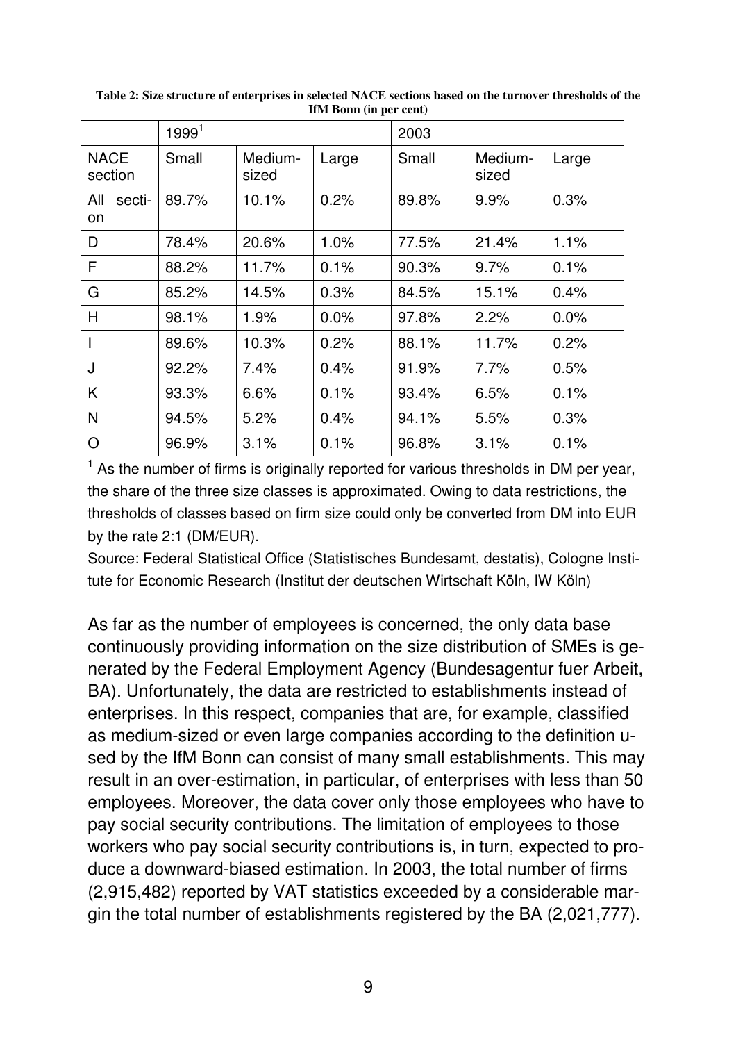**Table 2: Size structure of enterprises in selected NACE sections based on the turnover thresholds of the IfM Bonn (in per cent)**

| | 1999[1] | | | 2003 | | |
|---|---|---|---|---|---|---|
| NACE section | Small | Medium-sized | Large | Small | Medium-sized | Large |
| All section | 89.7% | 10.1% | 0.2% | 89.8% | 9.9% | 0.3% |
| D | 78.4% | 20.6% | 1.0% | 77.5% | 21.4% | 1.1% |
| F | 88.2% | 11.7% | 0.1% | 90.3% | 9.7% | 0.1% |
| G | 85.2% | 14.5% | 0.3% | 84.5% | 15.1% | 0.4% |
| H | 98.1% | 1.9% | 0.0% | 97.8% | 2.2% | 0.0% |
| I | 89.6% | 10.3% | 0.2% | 88.1% | 11.7% | 0.2% |
| J | 92.2% | 7.4% | 0.4% | 91.9% | 7.7% | 0.5% |
| K | 93.3% | 6.6% | 0.1% | 93.4% | 6.5% | 0.1% |
| N | 94.5% | 5.2% | 0.4% | 94.1% | 5.5% | 0.3% |
| O | 96.9% | 3.1% | 0.1% | 96.8% | 3.1% | 0.1% |

[1] As the number of firms is originally reported for various thresholds in DM per year, the share of the three size classes is approximated. Owing to data restrictions, the thresholds of classes based on firm size could only be converted from DM into EUR by the rate 2:1 (DM/EUR).

Source: Federal Statistical Office (Statistisches Bundesamt, destatis), Cologne Institute for Economic Research (Institut der deutschen Wirtschaft Köln, IW Köln)

As far as the number of employees is concerned, the only data base continuously providing information on the size distribution of SMEs is generated by the Federal Employment Agency (Bundesagentur fuer Arbeit, BA). Unfortunately, the data are restricted to establishments instead of enterprises. In this respect, companies that are, for example, classified as medium-sized or even large companies according to the definition used by the IfM Bonn can consist of many small establishments. This may result in an over-estimation, in particular, of enterprises with less than 50 employees. Moreover, the data cover only those employees who have to pay social security contributions. The limitation of employees to those workers who pay social security contributions is, in turn, expected to produce a downward-biased estimation. In 2003, the total number of firms (2,915,482) reported by VAT statistics exceeded by a considerable margin the total number of establishments registered by the BA (2,021,777).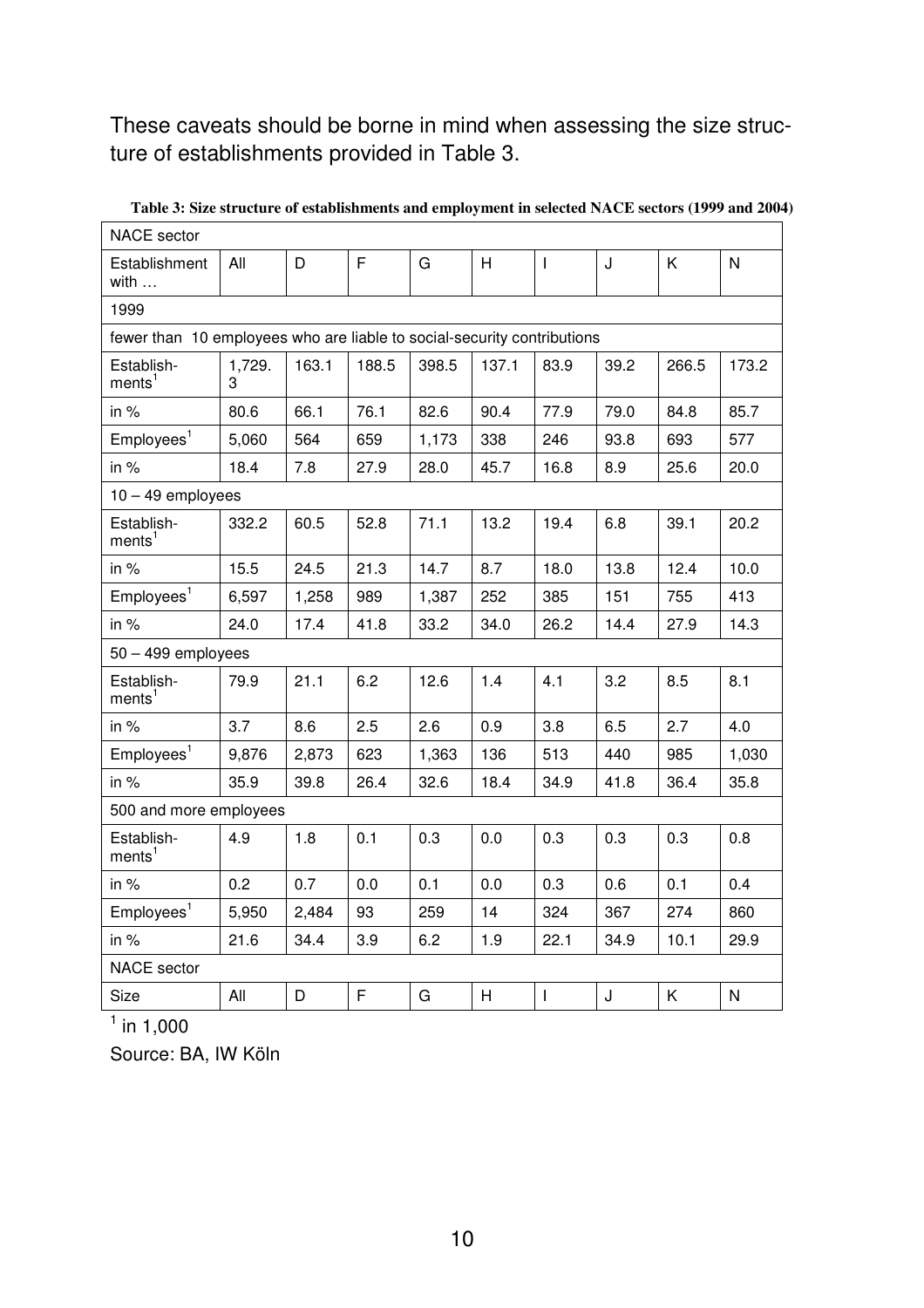These caveats should be borne in mind when assessing the size structure of establishments provided in Table 3.

**Table 3: Size structure of establishments and employment in selected NACE sectors (1999 and 2004)**

| NACE sector | | | | | | | | | |
|---|---|---|---|---|---|---|---|---|---|
| Establishment with … | All | D | F | G | H | I | J | K | N |
| 1999 | | | | | | | | | |
| fewer than 10 employees who are liable to social-security contributions | | | | | | | | | |
| Establishments[1] | 1,729.3 | 163.1 | 188.5 | 398.5 | 137.1 | 83.9 | 39.2 | 266.5 | 173.2 |
| in % | 80.6 | 66.1 | 76.1 | 82.6 | 90.4 | 77.9 | 79.0 | 84.8 | 85.7 |
| Employees[1] | 5,060 | 564 | 659 | 1,173 | 338 | 246 | 93.8 | 693 | 577 |
| in % | 18.4 | 7.8 | 27.9 | 28.0 | 45.7 | 16.8 | 8.9 | 25.6 | 20.0 |
| 10 – 49 employees | | | | | | | | | |
| Establishments[1] | 332.2 | 60.5 | 52.8 | 71.1 | 13.2 | 19.4 | 6.8 | 39.1 | 20.2 |
| in % | 15.5 | 24.5 | 21.3 | 14.7 | 8.7 | 18.0 | 13.8 | 12.4 | 10.0 |
| Employees[1] | 6,597 | 1,258 | 989 | 1,387 | 252 | 385 | 151 | 755 | 413 |
| in % | 24.0 | 17.4 | 41.8 | 33.2 | 34.0 | 26.2 | 14.4 | 27.9 | 14.3 |
| 50 – 499 employees | | | | | | | | | |
| Establishments[1] | 79.9 | 21.1 | 6.2 | 12.6 | 1.4 | 4.1 | 3.2 | 8.5 | 8.1 |
| in % | 3.7 | 8.6 | 2.5 | 2.6 | 0.9 | 3.8 | 6.5 | 2.7 | 4.0 |
| Employees[1] | 9,876 | 2,873 | 623 | 1,363 | 136 | 513 | 440 | 985 | 1,030 |
| in % | 35.9 | 39.8 | 26.4 | 32.6 | 18.4 | 34.9 | 41.8 | 36.4 | 35.8 |
| 500 and more employees | | | | | | | | | |
| Establishments[1] | 4.9 | 1.8 | 0.1 | 0.3 | 0.0 | 0.3 | 0.3 | 0.3 | 0.8 |
| in % | 0.2 | 0.7 | 0.0 | 0.1 | 0.0 | 0.3 | 0.6 | 0.1 | 0.4 |
| Employees[1] | 5,950 | 2,484 | 93 | 259 | 14 | 324 | 367 | 274 | 860 |
| in % | 21.6 | 34.4 | 3.9 | 6.2 | 1.9 | 22.1 | 34.9 | 10.1 | 29.9 |
| NACE sector | | | | | | | | | |
| Size | All | D | F | G | H | I | J | K | N |

[1] in 1,000

Source: BA, IW Köln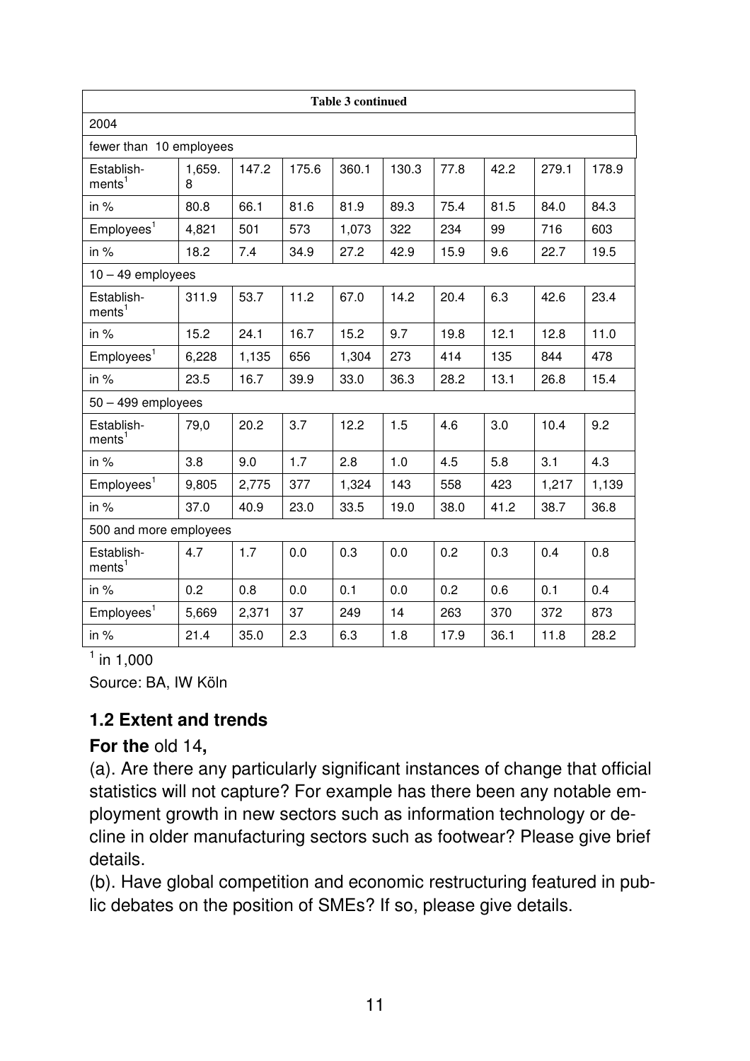| Table 3 continued | | | | | | | | | |
|---|---|---|---|---|---|---|---|---|---|
| 2004 | | | | | | | | | |
| fewer than 10 employees | | | | | | | | | |
| Establishments[1] | 1,659.8 | 147.2 | 175.6 | 360.1 | 130.3 | 77.8 | 42.2 | 279.1 | 178.9 |
| in % | 80.8 | 66.1 | 81.6 | 81.9 | 89.3 | 75.4 | 81.5 | 84.0 | 84.3 |
| Employees[1] | 4,821 | 501 | 573 | 1,073 | 322 | 234 | 99 | 716 | 603 |
| in % | 18.2 | 7.4 | 34.9 | 27.2 | 42.9 | 15.9 | 9.6 | 22.7 | 19.5 |
| 10 – 49 employees | | | | | | | | | |
| Establishments[1] | 311.9 | 53.7 | 11.2 | 67.0 | 14.2 | 20.4 | 6.3 | 42.6 | 23.4 |
| in % | 15.2 | 24.1 | 16.7 | 15.2 | 9.7 | 19.8 | 12.1 | 12.8 | 11.0 |
| Employees[1] | 6,228 | 1,135 | 656 | 1,304 | 273 | 414 | 135 | 844 | 478 |
| in % | 23.5 | 16.7 | 39.9 | 33.0 | 36.3 | 28.2 | 13.1 | 26.8 | 15.4 |
| 50 – 499 employees | | | | | | | | | |
| Establishments[1] | 79,0 | 20.2 | 3.7 | 12.2 | 1.5 | 4.6 | 3.0 | 10.4 | 9.2 |
| in % | 3.8 | 9.0 | 1.7 | 2.8 | 1.0 | 4.5 | 5.8 | 3.1 | 4.3 |
| Employees[1] | 9,805 | 2,775 | 377 | 1,324 | 143 | 558 | 423 | 1,217 | 1,139 |
| in % | 37.0 | 40.9 | 23.0 | 33.5 | 19.0 | 38.0 | 41.2 | 38.7 | 36.8 |
| 500 and more employees | | | | | | | | | |
| Establishments[1] | 4.7 | 1.7 | 0.0 | 0.3 | 0.0 | 0.2 | 0.3 | 0.4 | 0.8 |
| in % | 0.2 | 0.8 | 0.0 | 0.1 | 0.0 | 0.2 | 0.6 | 0.1 | 0.4 |
| Employees[1] | 5,669 | 2,371 | 37 | 249 | 14 | 263 | 370 | 372 | 873 |
| in % | 21.4 | 35.0 | 2.3 | 6.3 | 1.8 | 17.9 | 36.1 | 11.8 | 28.2 |

[1] in 1,000

Source: BA, IW Köln

## 1.2 Extent and trends

**For the** old 14**,**

(a). Are there any particularly significant instances of change that official statistics will not capture? For example has there been any notable employment growth in new sectors such as information technology or decline in older manufacturing sectors such as footwear? Please give brief details.

(b). Have global competition and economic restructuring featured in public debates on the position of SMEs? If so, please give details.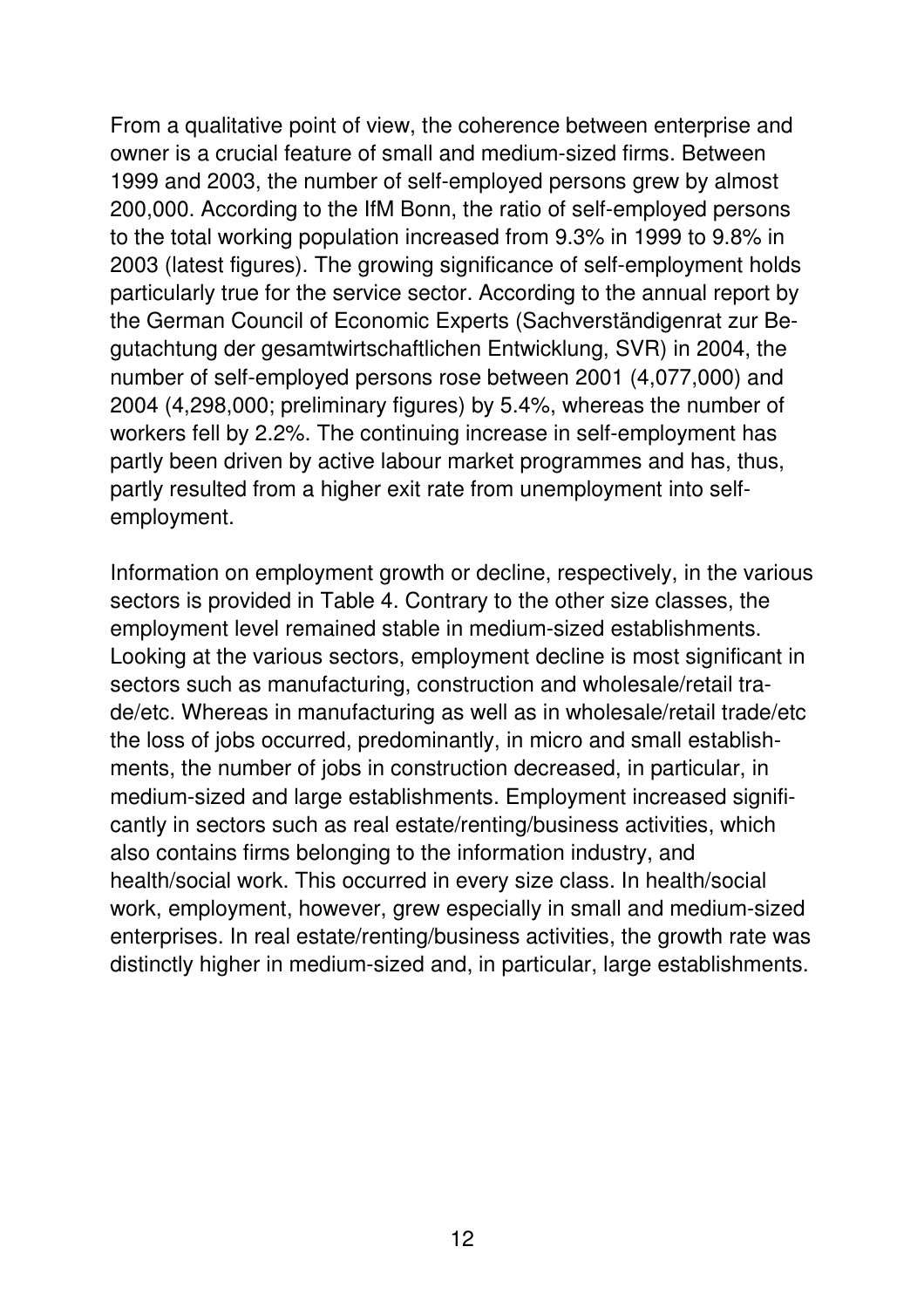From a qualitative point of view, the coherence between enterprise and owner is a crucial feature of small and medium-sized firms. Between 1999 and 2003, the number of self-employed persons grew by almost 200,000. According to the IfM Bonn, the ratio of self-employed persons to the total working population increased from 9.3% in 1999 to 9.8% in 2003 (latest figures). The growing significance of self-employment holds particularly true for the service sector. According to the annual report by the German Council of Economic Experts (Sachverständigenrat zur Begutachtung der gesamtwirtschaftlichen Entwicklung, SVR) in 2004, the number of self-employed persons rose between 2001 (4,077,000) and 2004 (4,298,000; preliminary figures) by 5.4%, whereas the number of workers fell by 2.2%. The continuing increase in self-employment has partly been driven by active labour market programmes and has, thus, partly resulted from a higher exit rate from unemployment into self-employment.

Information on employment growth or decline, respectively, in the various sectors is provided in Table 4. Contrary to the other size classes, the employment level remained stable in medium-sized establishments. Looking at the various sectors, employment decline is most significant in sectors such as manufacturing, construction and wholesale/retail trade/etc. Whereas in manufacturing as well as in wholesale/retail trade/etc the loss of jobs occurred, predominantly, in micro and small establishments, the number of jobs in construction decreased, in particular, in medium-sized and large establishments. Employment increased significantly in sectors such as real estate/renting/business activities, which also contains firms belonging to the information industry, and health/social work. This occurred in every size class. In health/social work, employment, however, grew especially in small and medium-sized enterprises. In real estate/renting/business activities, the growth rate was distinctly higher in medium-sized and, in particular, large establishments.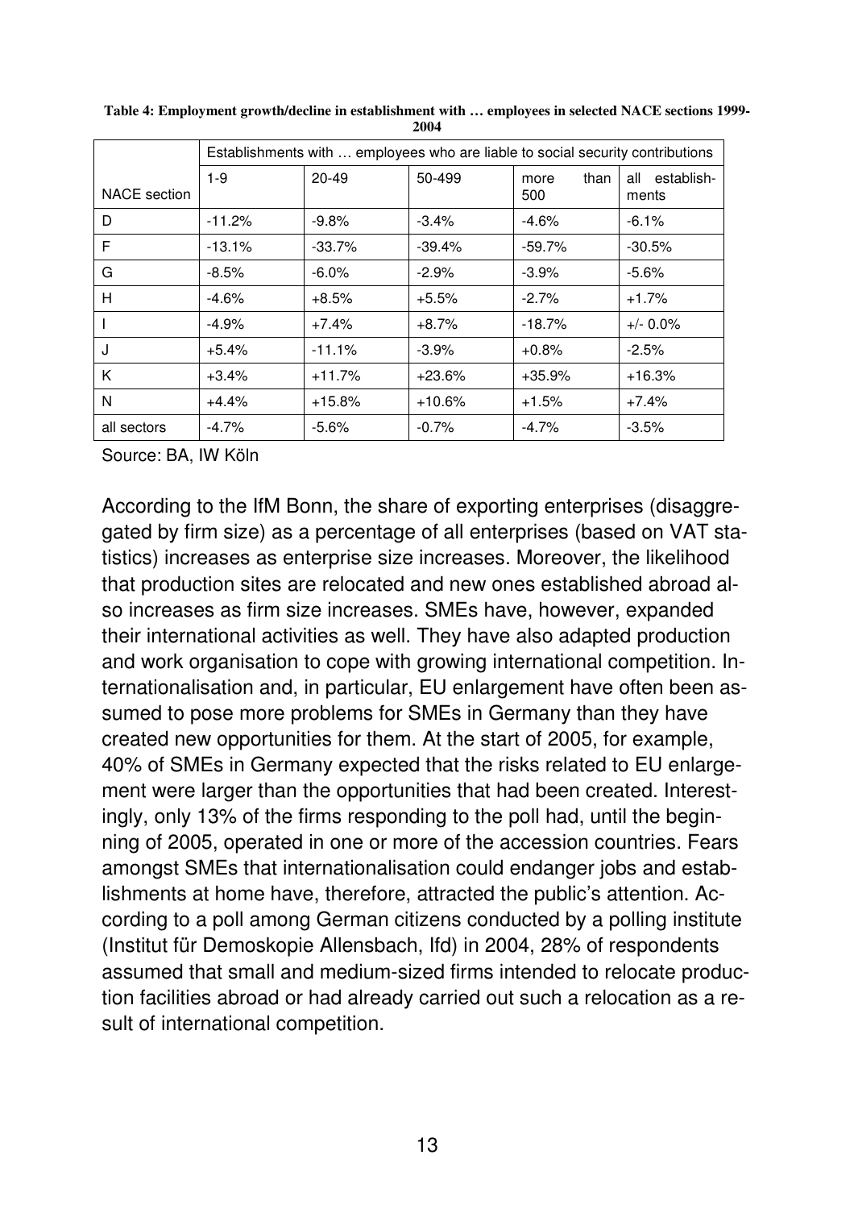**Table 4: Employment growth/decline in establishment with … employees in selected NACE sections 1999-2004**

| NACE section | Establishments with … employees who are liable to social security contributions | | | | |
|---|---|---|---|---|---|
| | 1-9 | 20-49 | 50-499 | more than 500 | all establishments |
| D | -11.2% | -9.8% | -3.4% | -4.6% | -6.1% |
| F | -13.1% | -33.7% | -39.4% | -59.7% | -30.5% |
| G | -8.5% | -6.0% | -2.9% | -3.9% | -5.6% |
| H | -4.6% | +8.5% | +5.5% | -2.7% | +1.7% |
| I | -4.9% | +7.4% | +8.7% | -18.7% | +/- 0.0% |
| J | +5.4% | -11.1% | -3.9% | +0.8% | -2.5% |
| K | +3.4% | +11.7% | +23.6% | +35.9% | +16.3% |
| N | +4.4% | +15.8% | +10.6% | +1.5% | +7.4% |
| all sectors | -4.7% | -5.6% | -0.7% | -4.7% | -3.5% |

Source: BA, IW Köln

According to the IfM Bonn, the share of exporting enterprises (disaggregated by firm size) as a percentage of all enterprises (based on VAT statistics) increases as enterprise size increases. Moreover, the likelihood that production sites are relocated and new ones established abroad also increases as firm size increases. SMEs have, however, expanded their international activities as well. They have also adapted production and work organisation to cope with growing international competition. Internationalisation and, in particular, EU enlargement have often been assumed to pose more problems for SMEs in Germany than they have created new opportunities for them. At the start of 2005, for example, 40% of SMEs in Germany expected that the risks related to EU enlargement were larger than the opportunities that had been created. Interestingly, only 13% of the firms responding to the poll had, until the beginning of 2005, operated in one or more of the accession countries. Fears amongst SMEs that internationalisation could endanger jobs and establishments at home have, therefore, attracted the public's attention. According to a poll among German citizens conducted by a polling institute (Institut für Demoskopie Allensbach, Ifd) in 2004, 28% of respondents assumed that small and medium-sized firms intended to relocate production facilities abroad or had already carried out such a relocation as a result of international competition.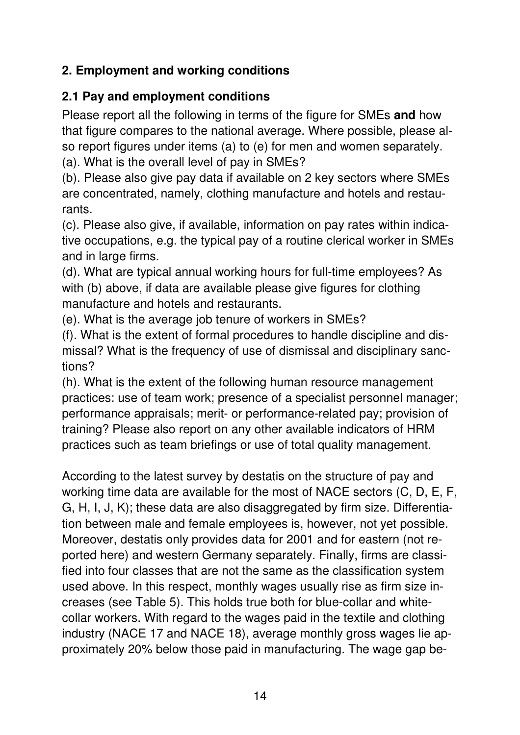## 2. Employment and working conditions

### 2.1 Pay and employment conditions

Please report all the following in terms of the figure for SMEs **and** how that figure compares to the national average. Where possible, please also report figures under items (a) to (e) for men and women separately.

(a). What is the overall level of pay in SMEs?

(b). Please also give pay data if available on 2 key sectors where SMEs are concentrated, namely, clothing manufacture and hotels and restaurants.

(c). Please also give, if available, information on pay rates within indicative occupations, e.g. the typical pay of a routine clerical worker in SMEs and in large firms.

(d). What are typical annual working hours for full-time employees? As with (b) above, if data are available please give figures for clothing manufacture and hotels and restaurants.

(e). What is the average job tenure of workers in SMEs?

(f). What is the extent of formal procedures to handle discipline and dismissal? What is the frequency of use of dismissal and disciplinary sanctions?

(h). What is the extent of the following human resource management practices: use of team work; presence of a specialist personnel manager; performance appraisals; merit- or performance-related pay; provision of training? Please also report on any other available indicators of HRM practices such as team briefings or use of total quality management.

According to the latest survey by destatis on the structure of pay and working time data are available for the most of NACE sectors (C, D, E, F, G, H, I, J, K); these data are also disaggregated by firm size. Differentiation between male and female employees is, however, not yet possible. Moreover, destatis only provides data for 2001 and for eastern (not reported here) and western Germany separately. Finally, firms are classified into four classes that are not the same as the classification system used above. In this respect, monthly wages usually rise as firm size increases (see Table 5). This holds true both for blue-collar and white-collar workers. With regard to the wages paid in the textile and clothing industry (NACE 17 and NACE 18), average monthly gross wages lie approximately 20% below those paid in manufacturing. The wage gap be-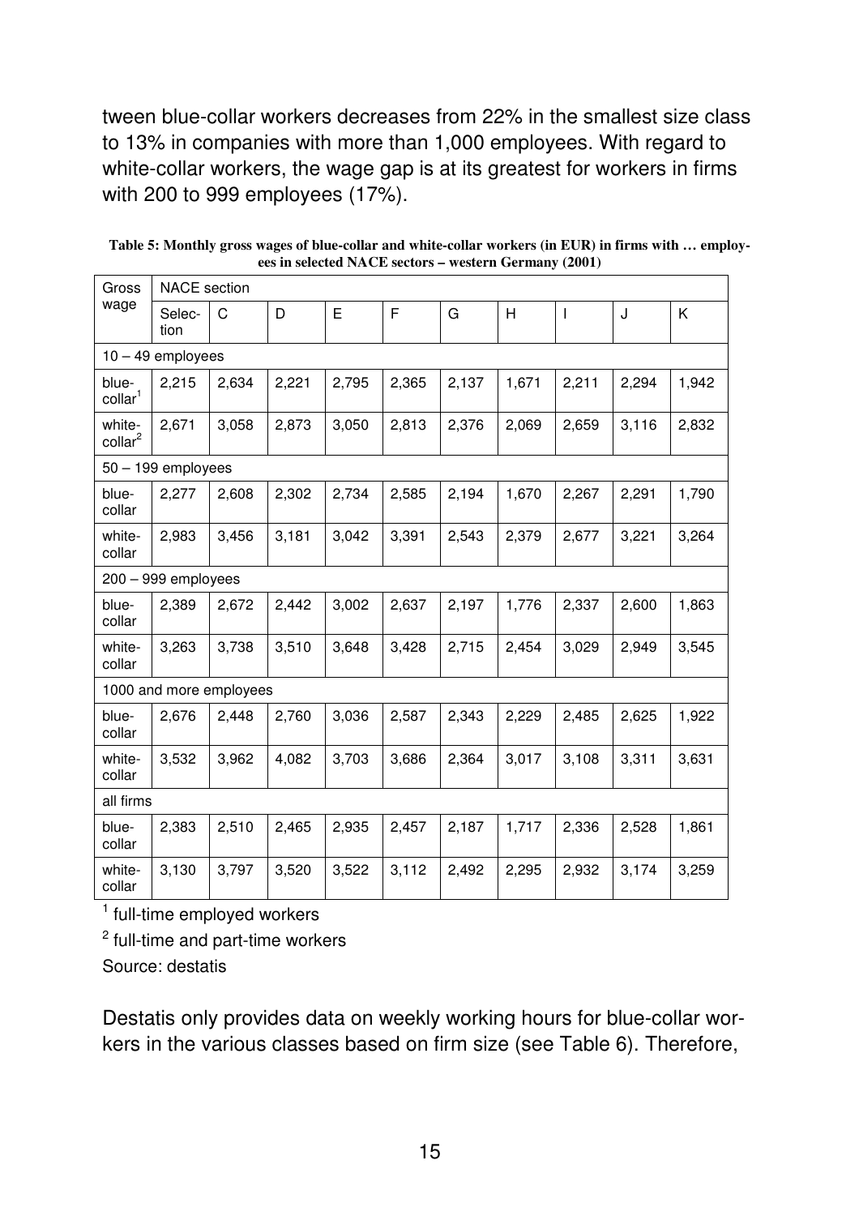tween blue-collar workers decreases from 22% in the smallest size class to 13% in companies with more than 1,000 employees. With regard to white-collar workers, the wage gap is at its greatest for workers in firms with 200 to 999 employees (17%).

**Table 5: Monthly gross wages of blue-collar and white-collar workers (in EUR) in firms with … employees in selected NACE sectors – western Germany (2001)**

| Gross wage | NACE section | | | | | | | | | |
|---|---|---|---|---|---|---|---|---|---|---|
| | Selection | C | D | E | F | G | H | I | J | K |
| 10 – 49 employees | | | | | | | | | | |
| blue-collar[1] | 2,215 | 2,634 | 2,221 | 2,795 | 2,365 | 2,137 | 1,671 | 2,211 | 2,294 | 1,942 |
| white-collar[2] | 2,671 | 3,058 | 2,873 | 3,050 | 2,813 | 2,376 | 2,069 | 2,659 | 3,116 | 2,832 |
| 50 – 199 employees | | | | | | | | | | |
| blue-collar | 2,277 | 2,608 | 2,302 | 2,734 | 2,585 | 2,194 | 1,670 | 2,267 | 2,291 | 1,790 |
| white-collar | 2,983 | 3,456 | 3,181 | 3,042 | 3,391 | 2,543 | 2,379 | 2,677 | 3,221 | 3,264 |
| 200 – 999 employees | | | | | | | | | | |
| blue-collar | 2,389 | 2,672 | 2,442 | 3,002 | 2,637 | 2,197 | 1,776 | 2,337 | 2,600 | 1,863 |
| white-collar | 3,263 | 3,738 | 3,510 | 3,648 | 3,428 | 2,715 | 2,454 | 3,029 | 2,949 | 3,545 |
| 1000 and more employees | | | | | | | | | | |
| blue-collar | 2,676 | 2,448 | 2,760 | 3,036 | 2,587 | 2,343 | 2,229 | 2,485 | 2,625 | 1,922 |
| white-collar | 3,532 | 3,962 | 4,082 | 3,703 | 3,686 | 2,364 | 3,017 | 3,108 | 3,311 | 3,631 |
| all firms | | | | | | | | | | |
| blue-collar | 2,383 | 2,510 | 2,465 | 2,935 | 2,457 | 2,187 | 1,717 | 2,336 | 2,528 | 1,861 |
| white-collar | 3,130 | 3,797 | 3,520 | 3,522 | 3,112 | 2,492 | 2,295 | 2,932 | 3,174 | 3,259 |

[1] full-time employed workers

[2] full-time and part-time workers

Source: destatis

Destatis only provides data on weekly working hours for blue-collar workers in the various classes based on firm size (see Table 6). Therefore,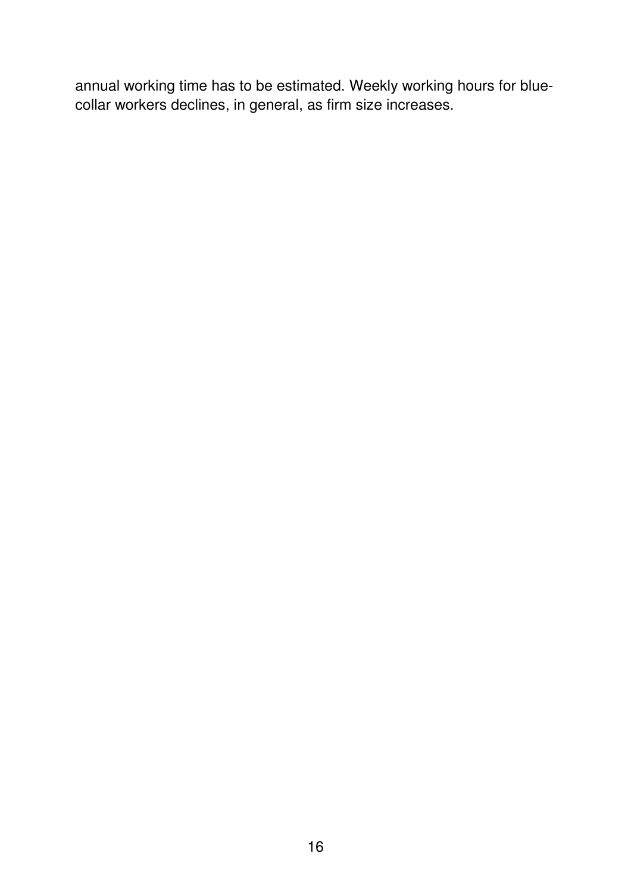annual working time has to be estimated. Weekly working hours for blue-collar workers declines, in general, as firm size increases.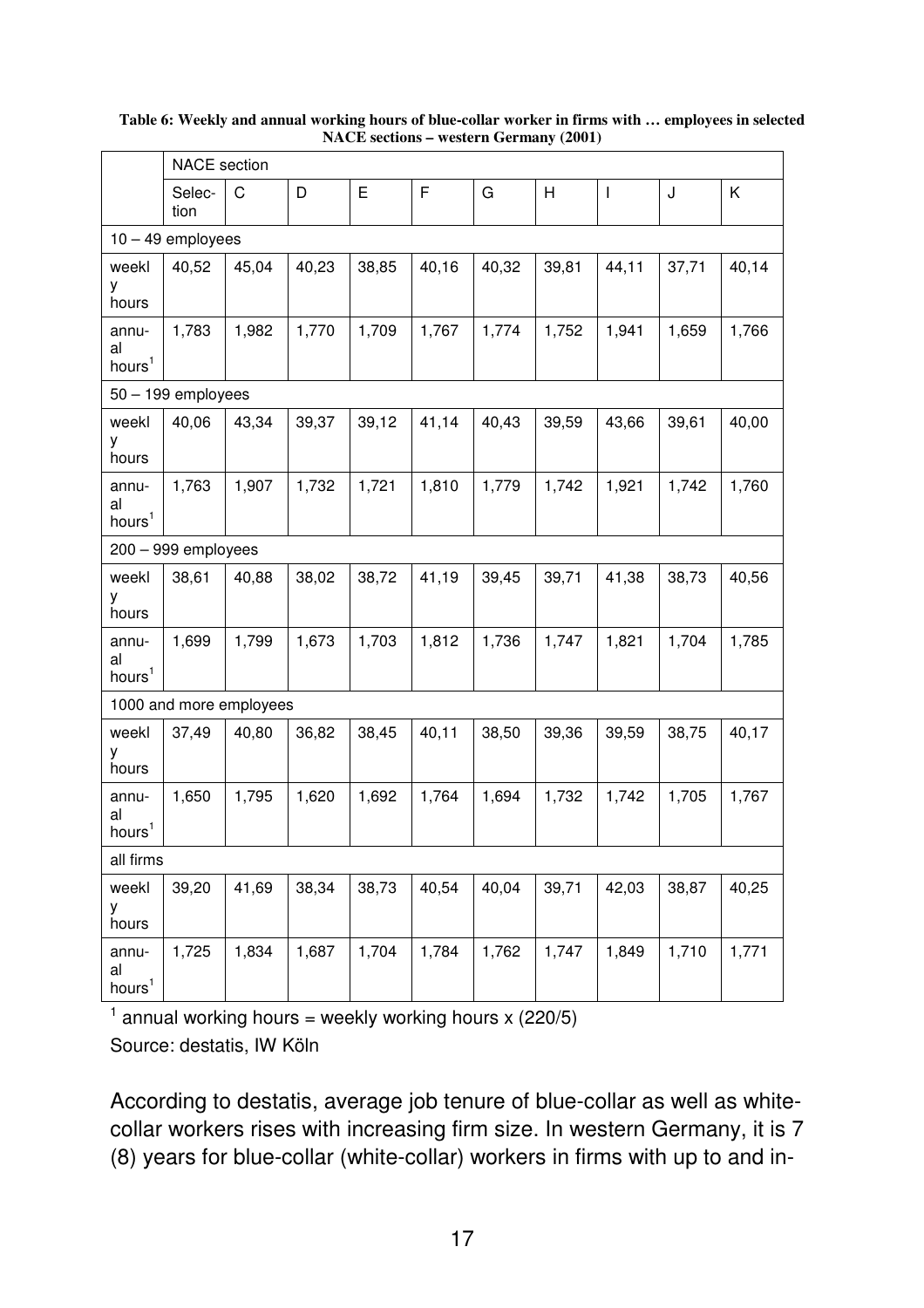**Table 6: Weekly and annual working hours of blue-collar worker in firms with … employees in selected NACE sections – western Germany (2001)**

| | NACE section | | | | | | | | | |
|---|---|---|---|---|---|---|---|---|---|---|
| | Selection | C | D | E | F | G | H | I | J | K |
| 10 – 49 employees | | | | | | | | | | |
| weekly hours | 40,52 | 45,04 | 40,23 | 38,85 | 40,16 | 40,32 | 39,81 | 44,11 | 37,71 | 40,14 |
| annual hours[1] | 1,783 | 1,982 | 1,770 | 1,709 | 1,767 | 1,774 | 1,752 | 1,941 | 1,659 | 1,766 |
| 50 – 199 employees | | | | | | | | | | |
| weekly hours | 40,06 | 43,34 | 39,37 | 39,12 | 41,14 | 40,43 | 39,59 | 43,66 | 39,61 | 40,00 |
| annual hours[1] | 1,763 | 1,907 | 1,732 | 1,721 | 1,810 | 1,779 | 1,742 | 1,921 | 1,742 | 1,760 |
| 200 – 999 employees | | | | | | | | | | |
| weekly hours | 38,61 | 40,88 | 38,02 | 38,72 | 41,19 | 39,45 | 39,71 | 41,38 | 38,73 | 40,56 |
| annual hours[1] | 1,699 | 1,799 | 1,673 | 1,703 | 1,812 | 1,736 | 1,747 | 1,821 | 1,704 | 1,785 |
| 1000 and more employees | | | | | | | | | | |
| weekly hours | 37,49 | 40,80 | 36,82 | 38,45 | 40,11 | 38,50 | 39,36 | 39,59 | 38,75 | 40,17 |
| annual hours[1] | 1,650 | 1,795 | 1,620 | 1,692 | 1,764 | 1,694 | 1,732 | 1,742 | 1,705 | 1,767 |
| all firms | | | | | | | | | | |
| weekly hours | 39,20 | 41,69 | 38,34 | 38,73 | 40,54 | 40,04 | 39,71 | 42,03 | 38,87 | 40,25 |
| annual hours[1] | 1,725 | 1,834 | 1,687 | 1,704 | 1,784 | 1,762 | 1,747 | 1,849 | 1,710 | 1,771 |

[1] annual working hours = weekly working hours x (220/5)

Source: destatis, IW Köln

According to destatis, average job tenure of blue-collar as well as white-collar workers rises with increasing firm size. In western Germany, it is 7 (8) years for blue-collar (white-collar) workers in firms with up to and in-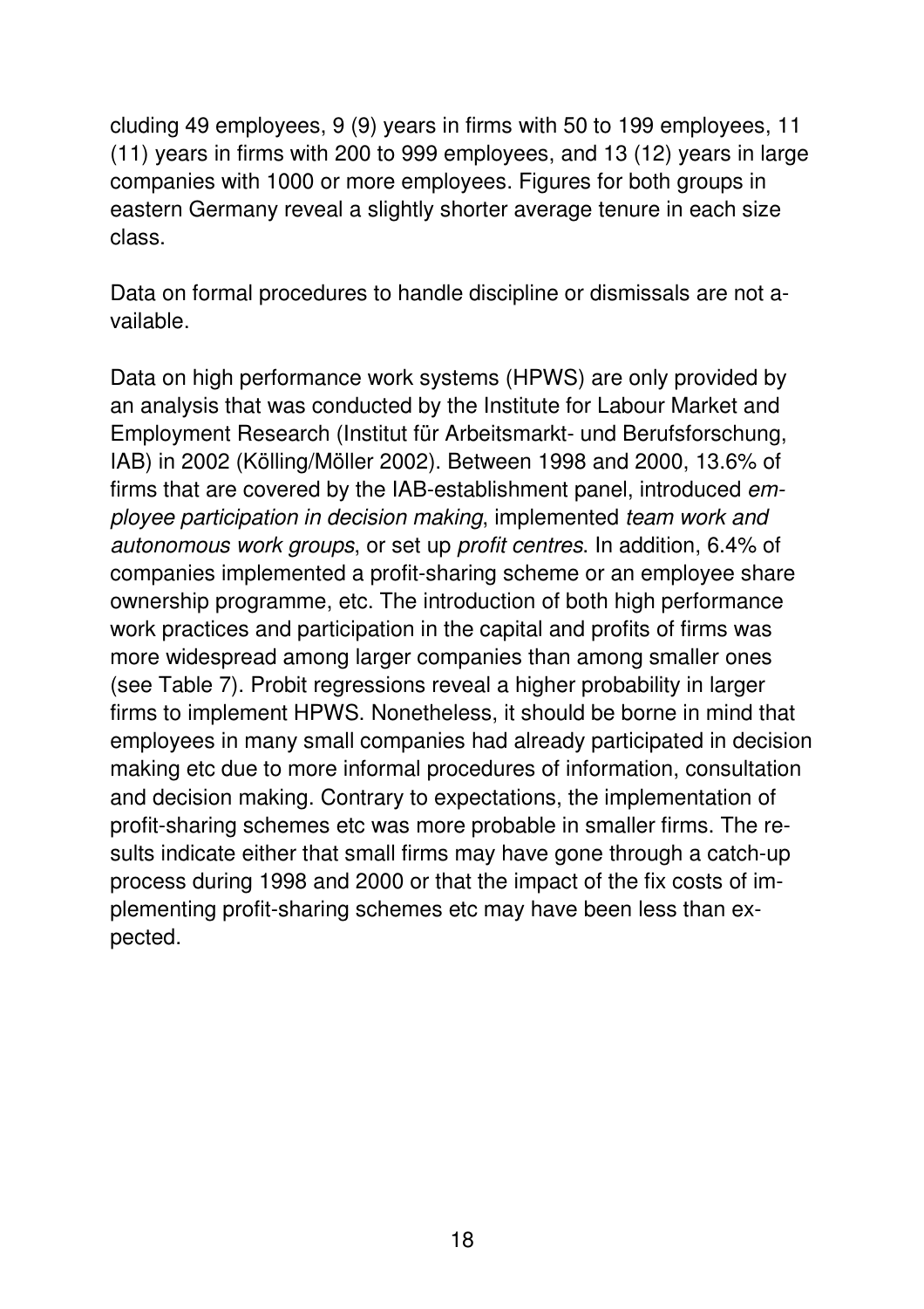cluding 49 employees, 9 (9) years in firms with 50 to 199 employees, 11 (11) years in firms with 200 to 999 employees, and 13 (12) years in large companies with 1000 or more employees. Figures for both groups in eastern Germany reveal a slightly shorter average tenure in each size class.

Data on formal procedures to handle discipline or dismissals are not available.

Data on high performance work systems (HPWS) are only provided by an analysis that was conducted by the Institute for Labour Market and Employment Research (Institut für Arbeitsmarkt- und Berufsforschung, IAB) in 2002 (Kölling/Möller 2002). Between 1998 and 2000, 13.6% of firms that are covered by the IAB-establishment panel, introduced *employee participation in decision making*, implemented *team work and autonomous work groups*, or set up *profit centres*. In addition, 6.4% of companies implemented a profit-sharing scheme or an employee share ownership programme, etc. The introduction of both high performance work practices and participation in the capital and profits of firms was more widespread among larger companies than among smaller ones (see Table 7). Probit regressions reveal a higher probability in larger firms to implement HPWS. Nonetheless, it should be borne in mind that employees in many small companies had already participated in decision making etc due to more informal procedures of information, consultation and decision making. Contrary to expectations, the implementation of profit-sharing schemes etc was more probable in smaller firms. The results indicate either that small firms may have gone through a catch-up process during 1998 and 2000 or that the impact of the fix costs of implementing profit-sharing schemes etc may have been less than expected.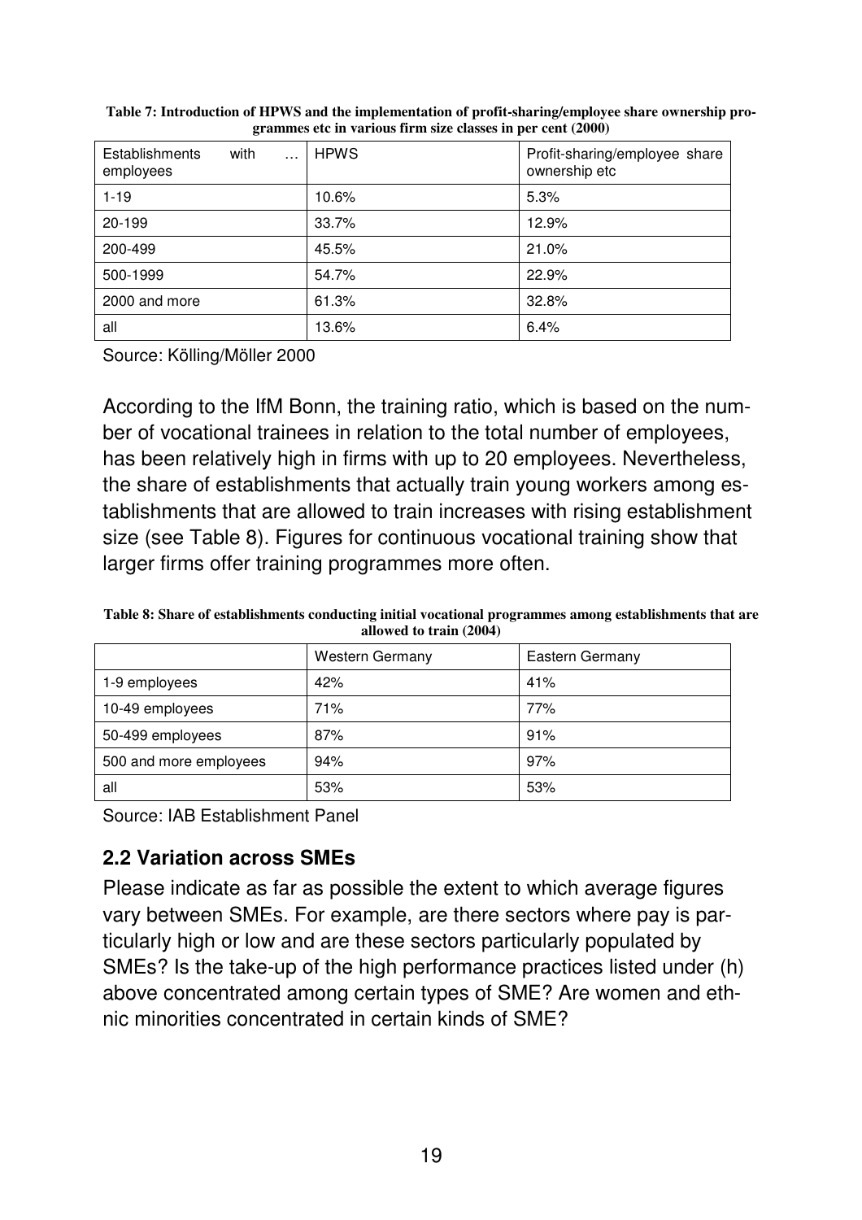**Table 7: Introduction of HPWS and the implementation of profit-sharing/employee share ownership programmes etc in various firm size classes in per cent (2000)**

| Establishments with … employees | HPWS | Profit-sharing/employee share ownership etc |
|---|---|---|
| 1-19 | 10.6% | 5.3% |
| 20-199 | 33.7% | 12.9% |
| 200-499 | 45.5% | 21.0% |
| 500-1999 | 54.7% | 22.9% |
| 2000 and more | 61.3% | 32.8% |
| all | 13.6% | 6.4% |

Source: Kölling/Möller 2000

According to the IfM Bonn, the training ratio, which is based on the number of vocational trainees in relation to the total number of employees, has been relatively high in firms with up to 20 employees. Nevertheless, the share of establishments that actually train young workers among establishments that are allowed to train increases with rising establishment size (see Table 8). Figures for continuous vocational training show that larger firms offer training programmes more often.

**Table 8: Share of establishments conducting initial vocational programmes among establishments that are allowed to train (2004)**

| | Western Germany | Eastern Germany |
|---|---|---|
| 1-9 employees | 42% | 41% |
| 10-49 employees | 71% | 77% |
| 50-499 employees | 87% | 91% |
| 500 and more employees | 94% | 97% |
| all | 53% | 53% |

Source: IAB Establishment Panel

## 2.2 Variation across SMEs

Please indicate as far as possible the extent to which average figures vary between SMEs. For example, are there sectors where pay is particularly high or low and are these sectors particularly populated by SMEs? Is the take-up of the high performance practices listed under (h) above concentrated among certain types of SME? Are women and ethnic minorities concentrated in certain kinds of SME?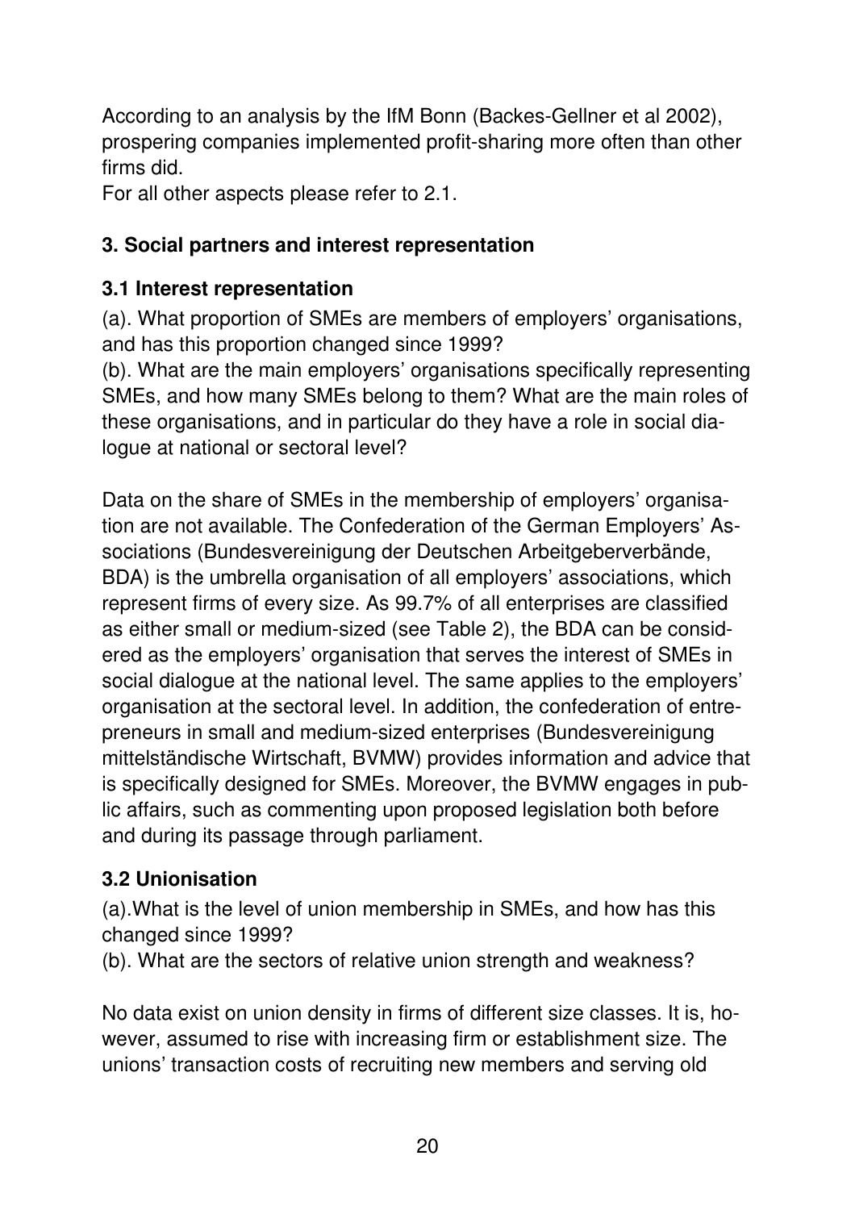According to an analysis by the IfM Bonn (Backes-Gellner et al 2002), prospering companies implemented profit-sharing more often than other firms did.

For all other aspects please refer to 2.1.

## 3. Social partners and interest representation

### 3.1 Interest representation

(a). What proportion of SMEs are members of employers' organisations, and has this proportion changed since 1999?

(b). What are the main employers' organisations specifically representing SMEs, and how many SMEs belong to them? What are the main roles of these organisations, and in particular do they have a role in social dialogue at national or sectoral level?

Data on the share of SMEs in the membership of employers' organisation are not available. The Confederation of the German Employers' Associations (Bundesvereinigung der Deutschen Arbeitgeberverbände, BDA) is the umbrella organisation of all employers' associations, which represent firms of every size. As 99.7% of all enterprises are classified as either small or medium-sized (see Table 2), the BDA can be considered as the employers' organisation that serves the interest of SMEs in social dialogue at the national level. The same applies to the employers' organisation at the sectoral level. In addition, the confederation of entrepreneurs in small and medium-sized enterprises (Bundesvereinigung mittelständische Wirtschaft, BVMW) provides information and advice that is specifically designed for SMEs. Moreover, the BVMW engages in public affairs, such as commenting upon proposed legislation both before and during its passage through parliament.

### 3.2 Unionisation

(a).What is the level of union membership in SMEs, and how has this changed since 1999?

(b). What are the sectors of relative union strength and weakness?

No data exist on union density in firms of different size classes. It is, however, assumed to rise with increasing firm or establishment size. The unions' transaction costs of recruiting new members and serving old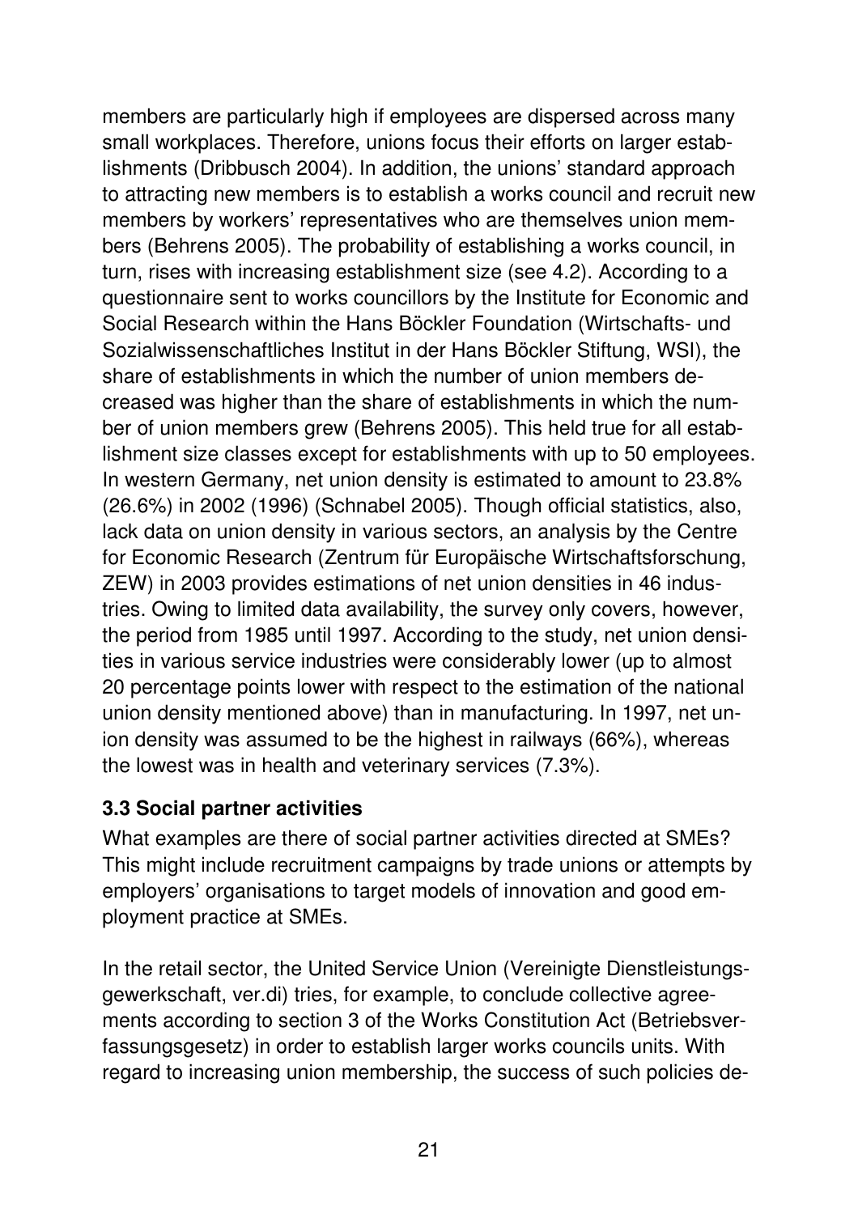members are particularly high if employees are dispersed across many small workplaces. Therefore, unions focus their efforts on larger establishments (Dribbusch 2004). In addition, the unions' standard approach to attracting new members is to establish a works council and recruit new members by workers' representatives who are themselves union members (Behrens 2005). The probability of establishing a works council, in turn, rises with increasing establishment size (see 4.2). According to a questionnaire sent to works councillors by the Institute for Economic and Social Research within the Hans Böckler Foundation (Wirtschafts- und Sozialwissenschaftliches Institut in der Hans Böckler Stiftung, WSI), the share of establishments in which the number of union members decreased was higher than the share of establishments in which the number of union members grew (Behrens 2005). This held true for all establishment size classes except for establishments with up to 50 employees. In western Germany, net union density is estimated to amount to 23.8% (26.6%) in 2002 (1996) (Schnabel 2005). Though official statistics, also, lack data on union density in various sectors, an analysis by the Centre for Economic Research (Zentrum für Europäische Wirtschaftsforschung, ZEW) in 2003 provides estimations of net union densities in 46 industries. Owing to limited data availability, the survey only covers, however, the period from 1985 until 1997. According to the study, net union densities in various service industries were considerably lower (up to almost 20 percentage points lower with respect to the estimation of the national union density mentioned above) than in manufacturing. In 1997, net union density was assumed to be the highest in railways (66%), whereas the lowest was in health and veterinary services (7.3%).

### 3.3 Social partner activities

What examples are there of social partner activities directed at SMEs? This might include recruitment campaigns by trade unions or attempts by employers' organisations to target models of innovation and good employment practice at SMEs.

In the retail sector, the United Service Union (Vereinigte Dienstleistungsgewerkschaft, ver.di) tries, for example, to conclude collective agreements according to section 3 of the Works Constitution Act (Betriebsverfassungsgesetz) in order to establish larger works councils units. With regard to increasing union membership, the success of such policies de-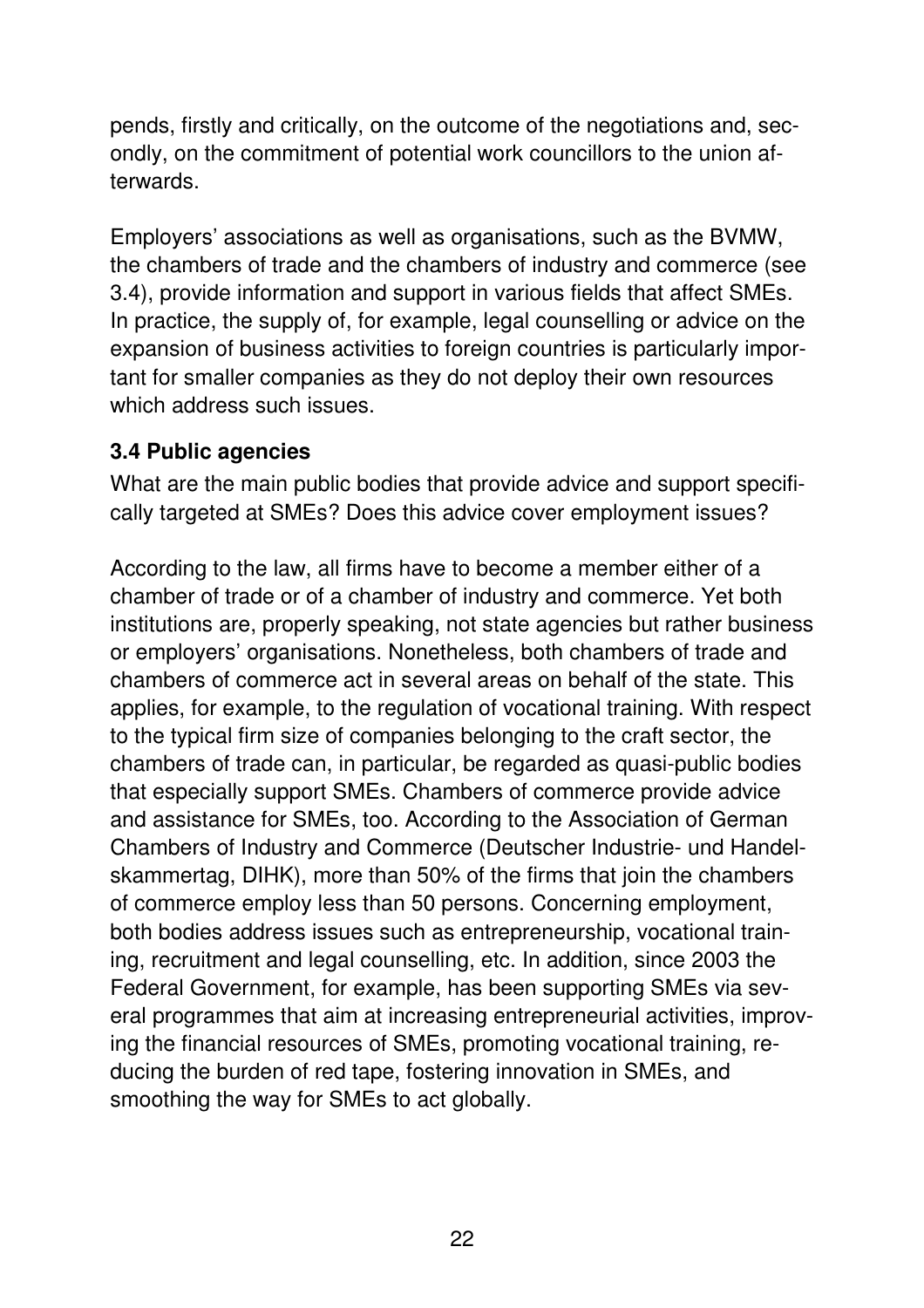pends, firstly and critically, on the outcome of the negotiations and, secondly, on the commitment of potential work councillors to the union afterwards.

Employers' associations as well as organisations, such as the BVMW, the chambers of trade and the chambers of industry and commerce (see 3.4), provide information and support in various fields that affect SMEs. In practice, the supply of, for example, legal counselling or advice on the expansion of business activities to foreign countries is particularly important for smaller companies as they do not deploy their own resources which address such issues.

### 3.4 Public agencies

What are the main public bodies that provide advice and support specifically targeted at SMEs? Does this advice cover employment issues?

According to the law, all firms have to become a member either of a chamber of trade or of a chamber of industry and commerce. Yet both institutions are, properly speaking, not state agencies but rather business or employers' organisations. Nonetheless, both chambers of trade and chambers of commerce act in several areas on behalf of the state. This applies, for example, to the regulation of vocational training. With respect to the typical firm size of companies belonging to the craft sector, the chambers of trade can, in particular, be regarded as quasi-public bodies that especially support SMEs. Chambers of commerce provide advice and assistance for SMEs, too. According to the Association of German Chambers of Industry and Commerce (Deutscher Industrie- und Handelskammertag, DIHK), more than 50% of the firms that join the chambers of commerce employ less than 50 persons. Concerning employment, both bodies address issues such as entrepreneurship, vocational training, recruitment and legal counselling, etc. In addition, since 2003 the Federal Government, for example, has been supporting SMEs via several programmes that aim at increasing entrepreneurial activities, improving the financial resources of SMEs, promoting vocational training, reducing the burden of red tape, fostering innovation in SMEs, and smoothing the way for SMEs to act globally.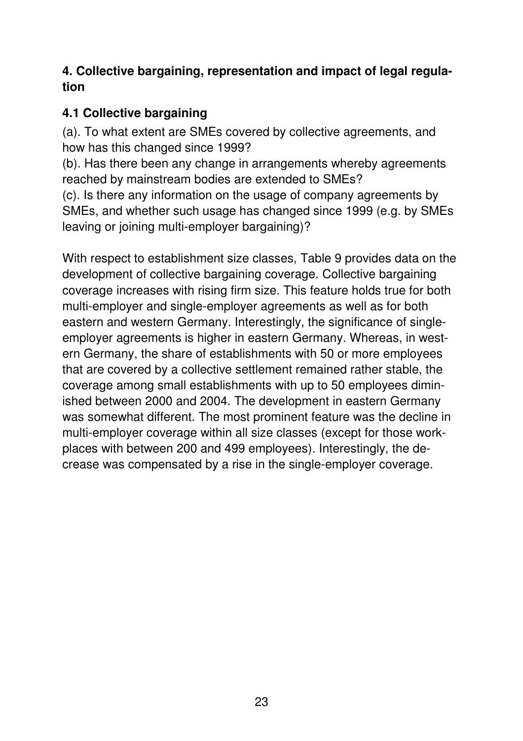## 4. Collective bargaining, representation and impact of legal regulation

### 4.1 Collective bargaining

(a). To what extent are SMEs covered by collective agreements, and how has this changed since 1999?
(b). Has there been any change in arrangements whereby agreements reached by mainstream bodies are extended to SMEs?
(c). Is there any information on the usage of company agreements by SMEs, and whether such usage has changed since 1999 (e.g. by SMEs leaving or joining multi-employer bargaining)?

With respect to establishment size classes, Table 9 provides data on the development of collective bargaining coverage. Collective bargaining coverage increases with rising firm size. This feature holds true for both multi-employer and single-employer agreements as well as for both eastern and western Germany. Interestingly, the significance of single-employer agreements is higher in eastern Germany. Whereas, in western Germany, the share of establishments with 50 or more employees that are covered by a collective settlement remained rather stable, the coverage among small establishments with up to 50 employees diminished between 2000 and 2004. The development in eastern Germany was somewhat different. The most prominent feature was the decline in multi-employer coverage within all size classes (except for those workplaces with between 200 and 499 employees). Interestingly, the decrease was compensated by a rise in the single-employer coverage.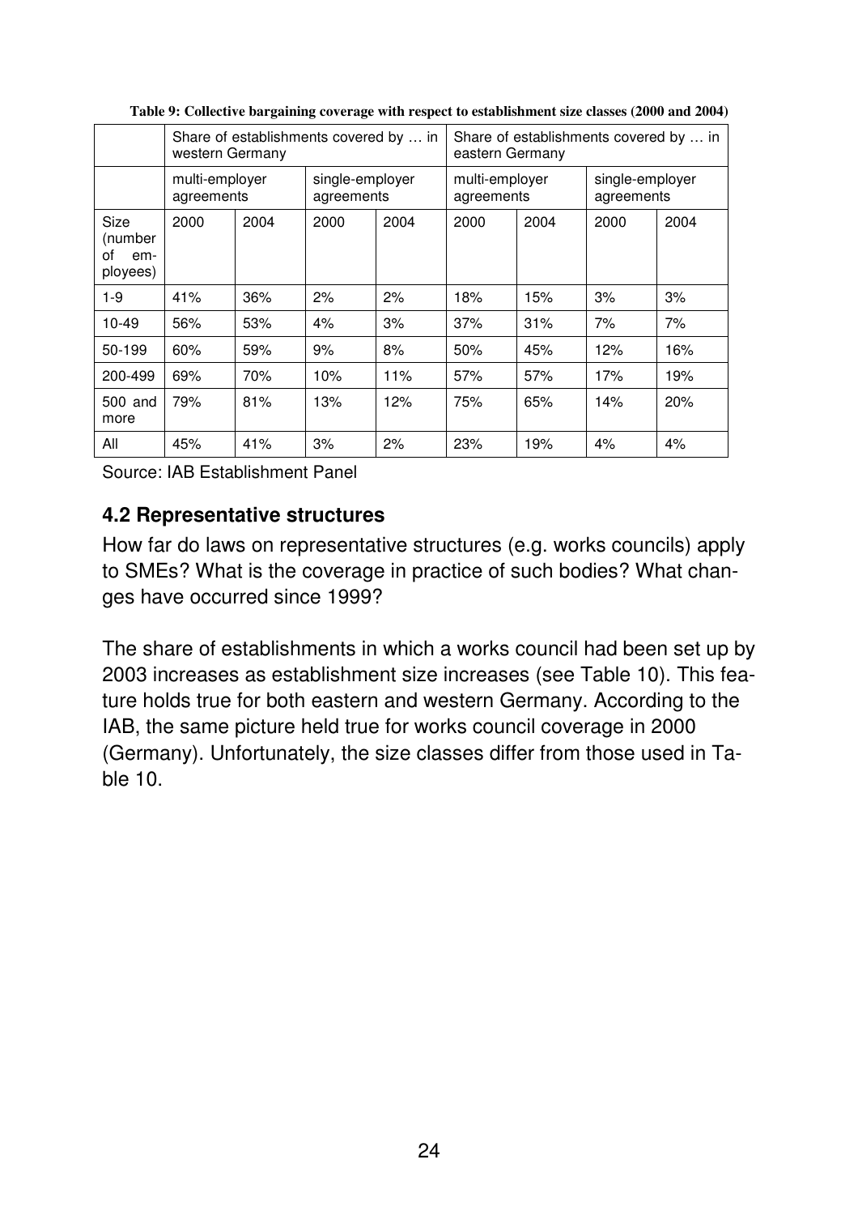**Table 9: Collective bargaining coverage with respect to establishment size classes (2000 and 2004)**

| | Share of establishments covered by … in western Germany | | | | Share of establishments covered by … in eastern Germany | | | |
|---|---|---|---|---|---|---|---|---|
| | multi-employer agreements | | single-employer agreements | | multi-employer agreements | | single-employer agreements | |
| Size (number of employees) | 2000 | 2004 | 2000 | 2004 | 2000 | 2004 | 2000 | 2004 |
| 1-9 | 41% | 36% | 2% | 2% | 18% | 15% | 3% | 3% |
| 10-49 | 56% | 53% | 4% | 3% | 37% | 31% | 7% | 7% |
| 50-199 | 60% | 59% | 9% | 8% | 50% | 45% | 12% | 16% |
| 200-499 | 69% | 70% | 10% | 11% | 57% | 57% | 17% | 19% |
| 500 and more | 79% | 81% | 13% | 12% | 75% | 65% | 14% | 20% |
| All | 45% | 41% | 3% | 2% | 23% | 19% | 4% | 4% |

Source: IAB Establishment Panel

## 4.2 Representative structures

How far do laws on representative structures (e.g. works councils) apply to SMEs? What is the coverage in practice of such bodies? What changes have occurred since 1999?

The share of establishments in which a works council had been set up by 2003 increases as establishment size increases (see Table 10). This feature holds true for both eastern and western Germany. According to the IAB, the same picture held true for works council coverage in 2000 (Germany). Unfortunately, the size classes differ from those used in Table 10.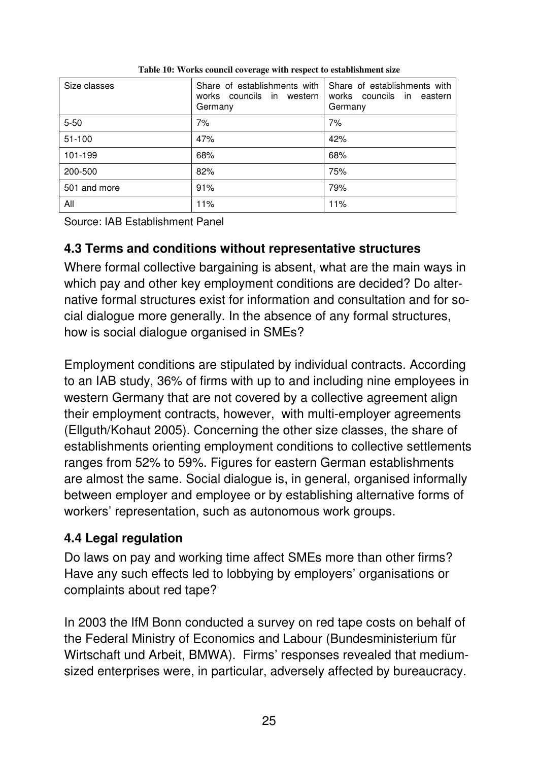**Table 10: Works council coverage with respect to establishment size**

| Size classes | Share of establishments with works councils in western Germany | Share of establishments with works councils in eastern Germany |
|---|---|---|
| 5-50 | 7% | 7% |
| 51-100 | 47% | 42% |
| 101-199 | 68% | 68% |
| 200-500 | 82% | 75% |
| 501 and more | 91% | 79% |
| All | 11% | 11% |

Source: IAB Establishment Panel

### 4.3 Terms and conditions without representative structures

Where formal collective bargaining is absent, what are the main ways in which pay and other key employment conditions are decided? Do alternative formal structures exist for information and consultation and for social dialogue more generally. In the absence of any formal structures, how is social dialogue organised in SMEs?

Employment conditions are stipulated by individual contracts. According to an IAB study, 36% of firms with up to and including nine employees in western Germany that are not covered by a collective agreement align their employment contracts, however, with multi-employer agreements (Ellguth/Kohaut 2005). Concerning the other size classes, the share of establishments orienting employment conditions to collective settlements ranges from 52% to 59%. Figures for eastern German establishments are almost the same. Social dialogue is, in general, organised informally between employer and employee or by establishing alternative forms of workers' representation, such as autonomous work groups.

### 4.4 Legal regulation

Do laws on pay and working time affect SMEs more than other firms? Have any such effects led to lobbying by employers' organisations or complaints about red tape?

In 2003 the IfM Bonn conducted a survey on red tape costs on behalf of the Federal Ministry of Economics and Labour (Bundesministerium für Wirtschaft und Arbeit, BMWA). Firms' responses revealed that medium-sized enterprises were, in particular, adversely affected by bureaucracy.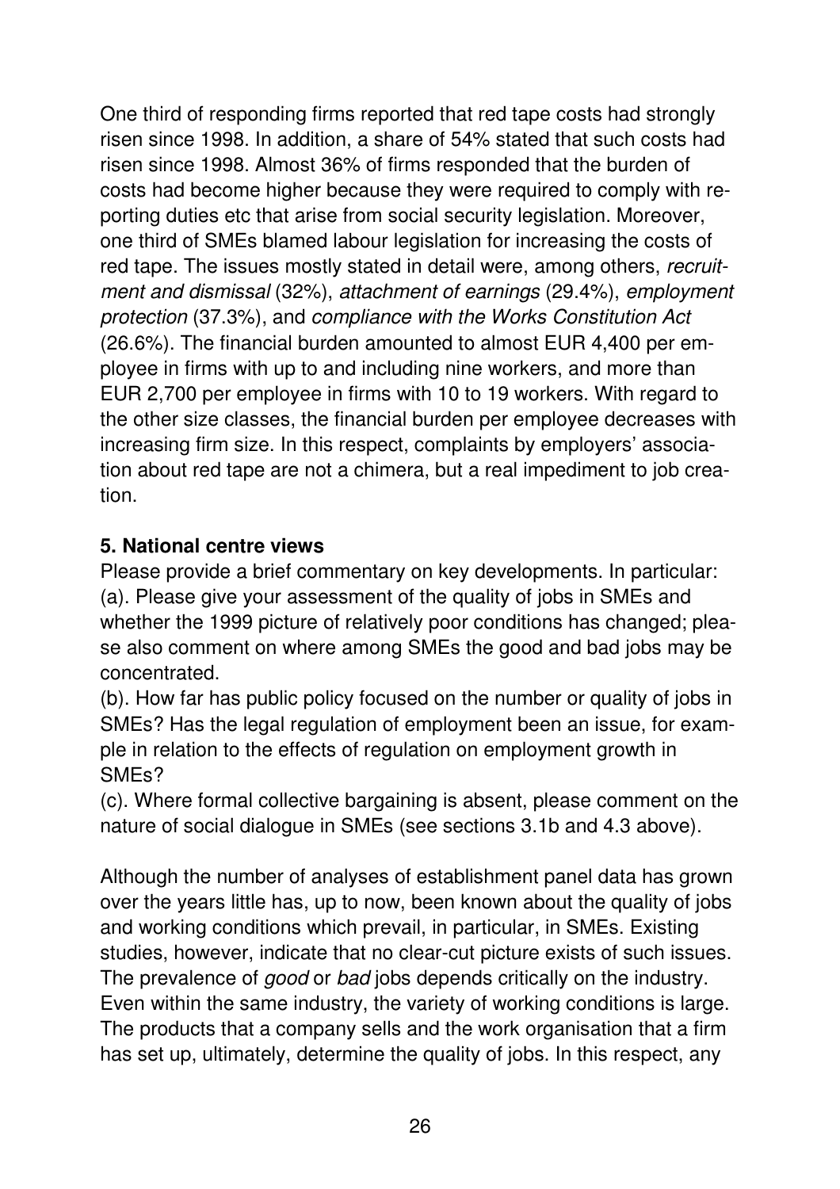One third of responding firms reported that red tape costs had strongly risen since 1998. In addition, a share of 54% stated that such costs had risen since 1998. Almost 36% of firms responded that the burden of costs had become higher because they were required to comply with reporting duties etc that arise from social security legislation. Moreover, one third of SMEs blamed labour legislation for increasing the costs of red tape. The issues mostly stated in detail were, among others, *recruitment and dismissal* (32%), *attachment of earnings* (29.4%), *employment protection* (37.3%), and *compliance with the Works Constitution Act* (26.6%). The financial burden amounted to almost EUR 4,400 per employee in firms with up to and including nine workers, and more than EUR 2,700 per employee in firms with 10 to 19 workers. With regard to the other size classes, the financial burden per employee decreases with increasing firm size. In this respect, complaints by employers' association about red tape are not a chimera, but a real impediment to job creation.

**5. National centre views**

Please provide a brief commentary on key developments. In particular:
(a). Please give your assessment of the quality of jobs in SMEs and whether the 1999 picture of relatively poor conditions has changed; please also comment on where among SMEs the good and bad jobs may be concentrated.
(b). How far has public policy focused on the number or quality of jobs in SMEs? Has the legal regulation of employment been an issue, for example in relation to the effects of regulation on employment growth in SMEs?
(c). Where formal collective bargaining is absent, please comment on the nature of social dialogue in SMEs (see sections 3.1b and 4.3 above).

Although the number of analyses of establishment panel data has grown over the years little has, up to now, been known about the quality of jobs and working conditions which prevail, in particular, in SMEs. Existing studies, however, indicate that no clear-cut picture exists of such issues. The prevalence of *good* or *bad* jobs depends critically on the industry. Even within the same industry, the variety of working conditions is large. The products that a company sells and the work organisation that a firm has set up, ultimately, determine the quality of jobs. In this respect, any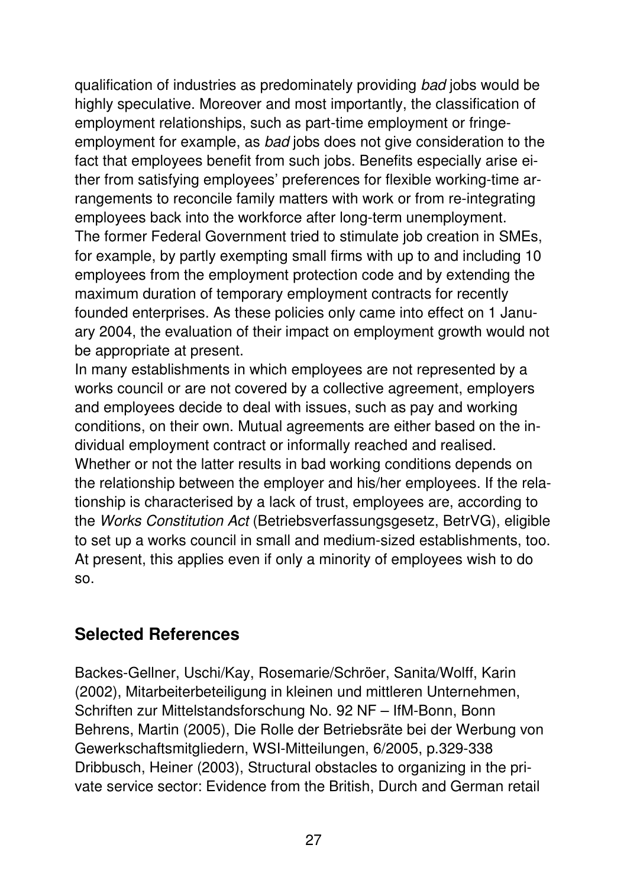qualification of industries as predominately providing *bad* jobs would be highly speculative. Moreover and most importantly, the classification of employment relationships, such as part-time employment or fringe-employment for example, as *bad* jobs does not give consideration to the fact that employees benefit from such jobs. Benefits especially arise either from satisfying employees' preferences for flexible working-time arrangements to reconcile family matters with work or from re-integrating employees back into the workforce after long-term unemployment.
The former Federal Government tried to stimulate job creation in SMEs, for example, by partly exempting small firms with up to and including 10 employees from the employment protection code and by extending the maximum duration of temporary employment contracts for recently founded enterprises. As these policies only came into effect on 1 January 2004, the evaluation of their impact on employment growth would not be appropriate at present.
In many establishments in which employees are not represented by a works council or are not covered by a collective agreement, employers and employees decide to deal with issues, such as pay and working conditions, on their own. Mutual agreements are either based on the individual employment contract or informally reached and realised. Whether or not the latter results in bad working conditions depends on the relationship between the employer and his/her employees. If the relationship is characterised by a lack of trust, employees are, according to the *Works Constitution Act* (Betriebsverfassungsgesetz, BetrVG), eligible to set up a works council in small and medium-sized establishments, too. At present, this applies even if only a minority of employees wish to do so.

## Selected References

Backes-Gellner, Uschi/Kay, Rosemarie/Schröer, Sanita/Wolff, Karin (2002), Mitarbeiterbeteiligung in kleinen und mittleren Unternehmen, Schriften zur Mittelstandsforschung No. 92 NF – IfM-Bonn, Bonn

Behrens, Martin (2005), Die Rolle der Betriebsräte bei der Werbung von Gewerkschaftsmitgliedern, WSI-Mitteilungen, 6/2005, p.329-338

Dribbusch, Heiner (2003), Structural obstacles to organizing in the private service sector: Evidence from the British, Durch and German retail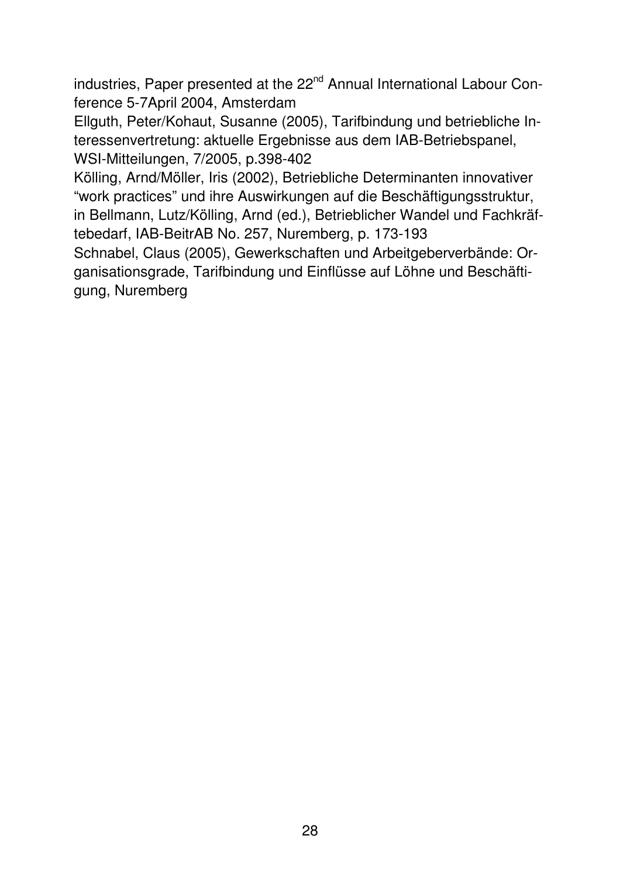industries, Paper presented at the 22nd Annual International Labour Conference 5-7April 2004, Amsterdam

Ellguth, Peter/Kohaut, Susanne (2005), Tarifbindung und betriebliche Interessenvertretung: aktuelle Ergebnisse aus dem IAB-Betriebspanel, WSI-Mitteilungen, 7/2005, p.398-402

Kölling, Arnd/Möller, Iris (2002), Betriebliche Determinanten innovativer "work practices" und ihre Auswirkungen auf die Beschäftigungsstruktur, in Bellmann, Lutz/Kölling, Arnd (ed.), Betrieblicher Wandel und Fachkräftebedarf, IAB-BeitrAB No. 257, Nuremberg, p. 173-193

Schnabel, Claus (2005), Gewerkschaften und Arbeitgeberverbände: Organisationsgrade, Tarifbindung und Einflüsse auf Löhne und Beschäftigung, Nuremberg